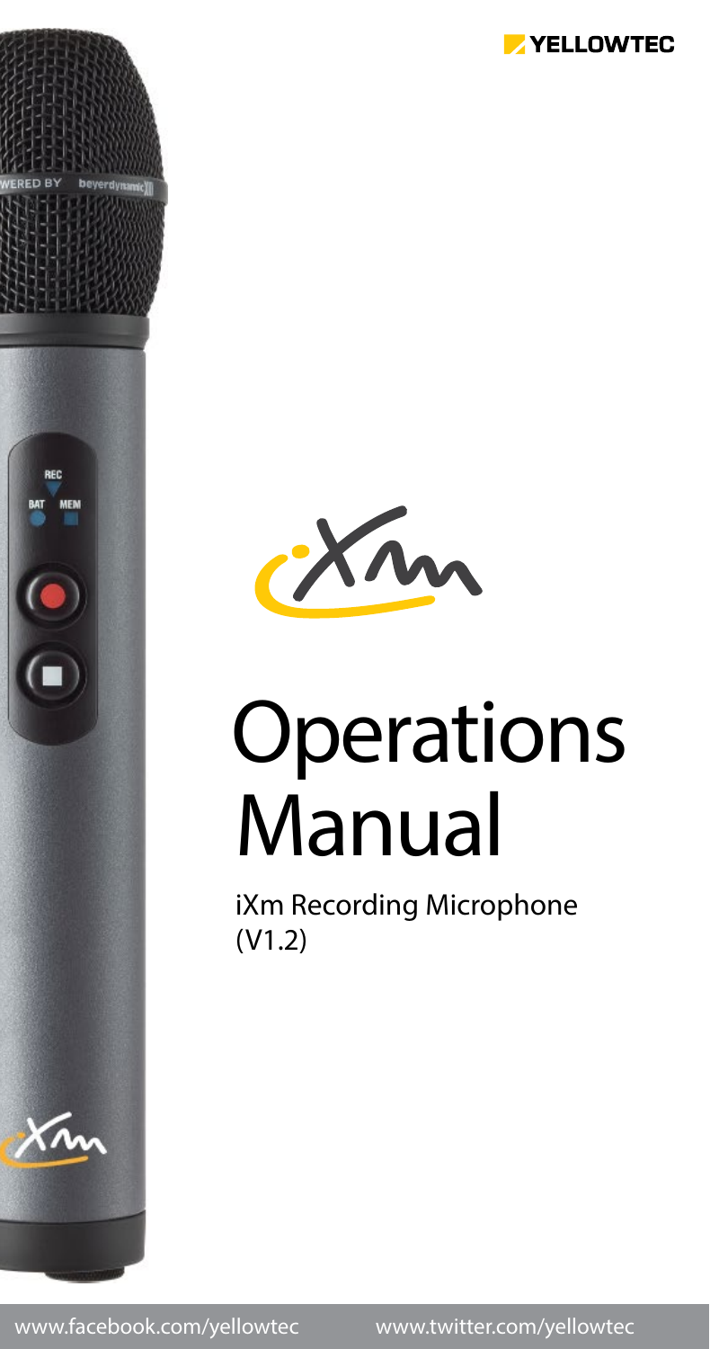YELLOWTEC

iXm

# Operations Manual

iXm Recording Microphone (V1.2)

www.facebook.com/yellowtec www.twitter.com/yellowtec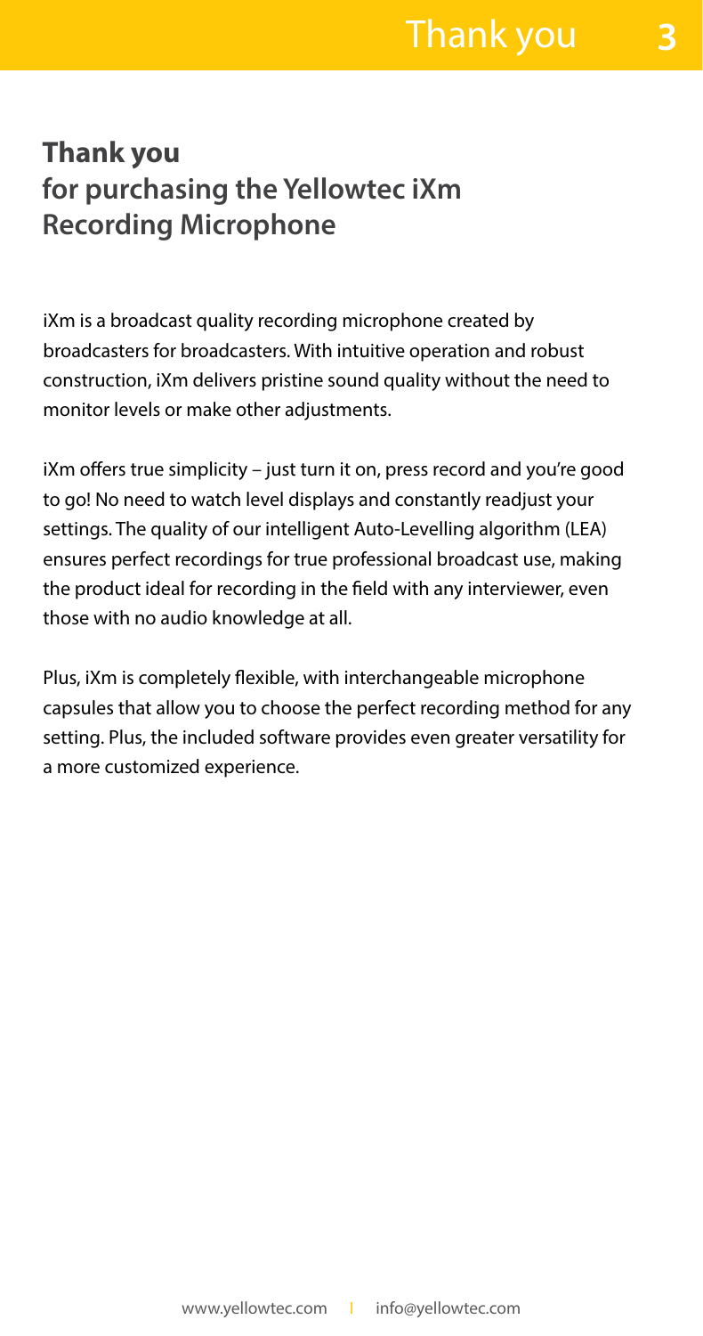## **Thank you**
## for purchasing the Yellowtec iXm Recording Microphone

iXm is a broadcast quality recording microphone created by broadcasters for broadcasters. With intuitive operation and robust construction, iXm delivers pristine sound quality without the need to monitor levels or make other adjustments.

iXm offers true simplicity – just turn it on, press record and you're good to go! No need to watch level displays and constantly readjust your settings. The quality of our intelligent Auto-Levelling algorithm (LEA) ensures perfect recordings for true professional broadcast use, making the product ideal for recording in the field with any interviewer, even those with no audio knowledge at all.

Plus, iXm is completely flexible, with interchangeable microphone capsules that allow you to choose the perfect recording method for any setting. Plus, the included software provides even greater versatility for a more customized experience.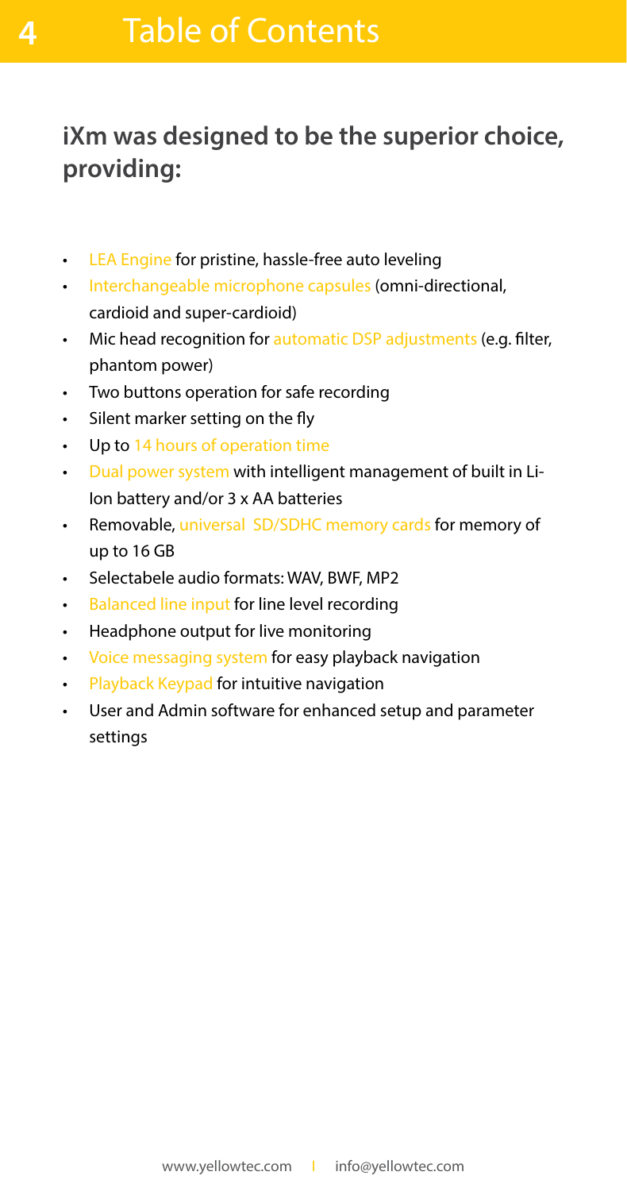# Table of Contents

## iXm was designed to be the superior choice, providing:

- LEA Engine for pristine, hassle-free auto leveling
- Interchangeable microphone capsules (omni-directional, cardioid and super-cardioid)
- Mic head recognition for automatic DSP adjustments (e.g. filter, phantom power)
- Two buttons operation for safe recording
- Silent marker setting on the fly
- Up to 14 hours of operation time
- Dual power system with intelligent management of built in Li-Ion battery and/or 3 x AA batteries
- Removable, universal SD/SDHC memory cards for memory of up to 16 GB
- Selectabele audio formats: WAV, BWF, MP2
- Balanced line input for line level recording
- Headphone output for live monitoring
- Voice messaging system for easy playback navigation
- Playback Keypad for intuitive navigation
- User and Admin software for enhanced setup and parameter settings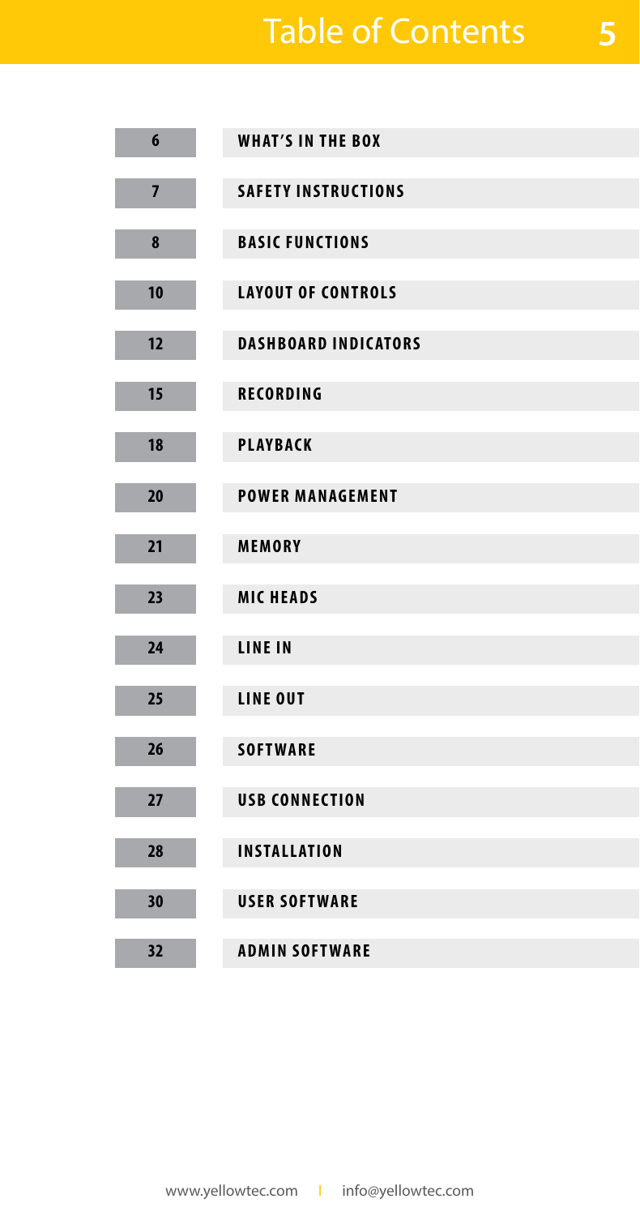# Table of Contents

| Page | Section |
| --- | --- |
| 6 | WHAT'S IN THE BOX |
| 7 | SAFETY INSTRUCTIONS |
| 8 | BASIC FUNCTIONS |
| 10 | LAYOUT OF CONTROLS |
| 12 | DASHBOARD INDICATORS |
| 15 | RECORDING |
| 18 | PLAYBACK |
| 20 | POWER MANAGEMENT |
| 21 | MEMORY |
| 23 | MIC HEADS |
| 24 | LINE IN |
| 25 | LINE OUT |
| 26 | SOFTWARE |
| 27 | USB CONNECTION |
| 28 | INSTALLATION |
| 30 | USER SOFTWARE |
| 32 | ADMIN SOFTWARE |

www.yellowtec.com | info@yellowtec.com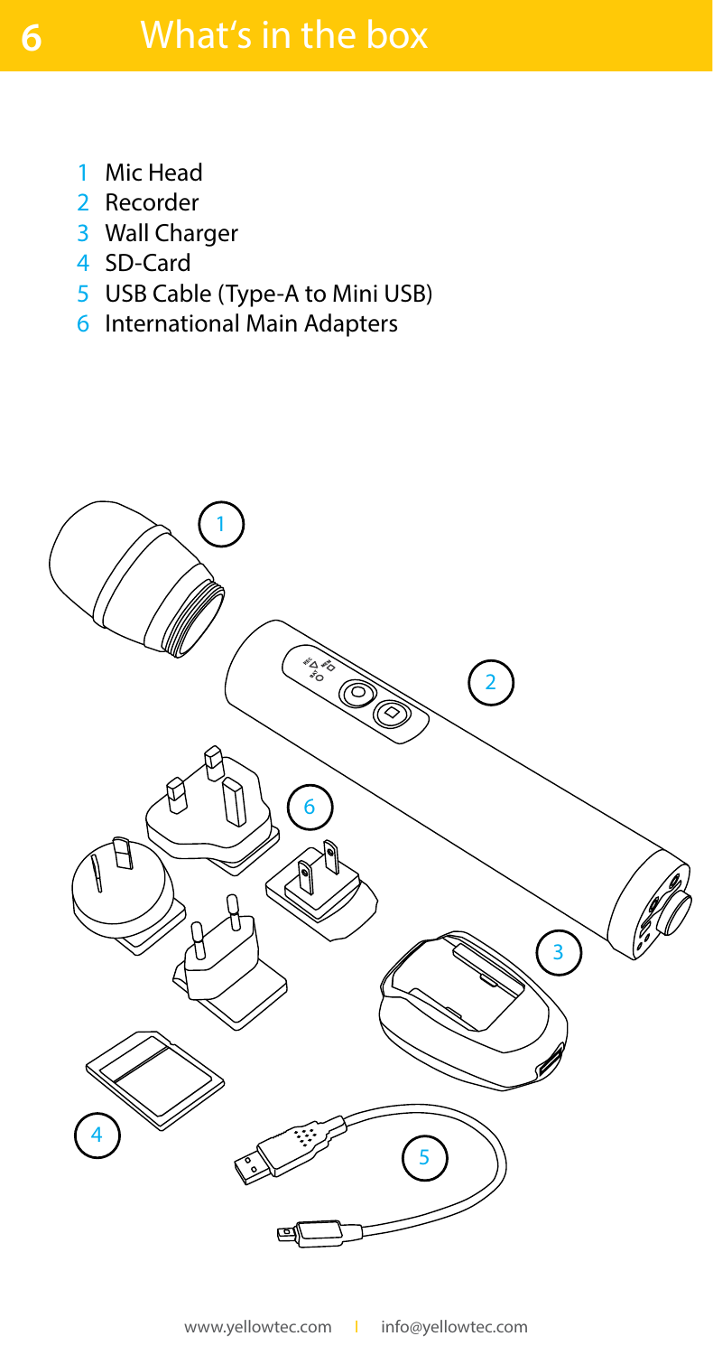# What's in the box

1. Mic Head
2. Recorder
3. Wall Charger
4. SD-Card
5. USB Cable (Type-A to Mini USB)
6. International Main Adapters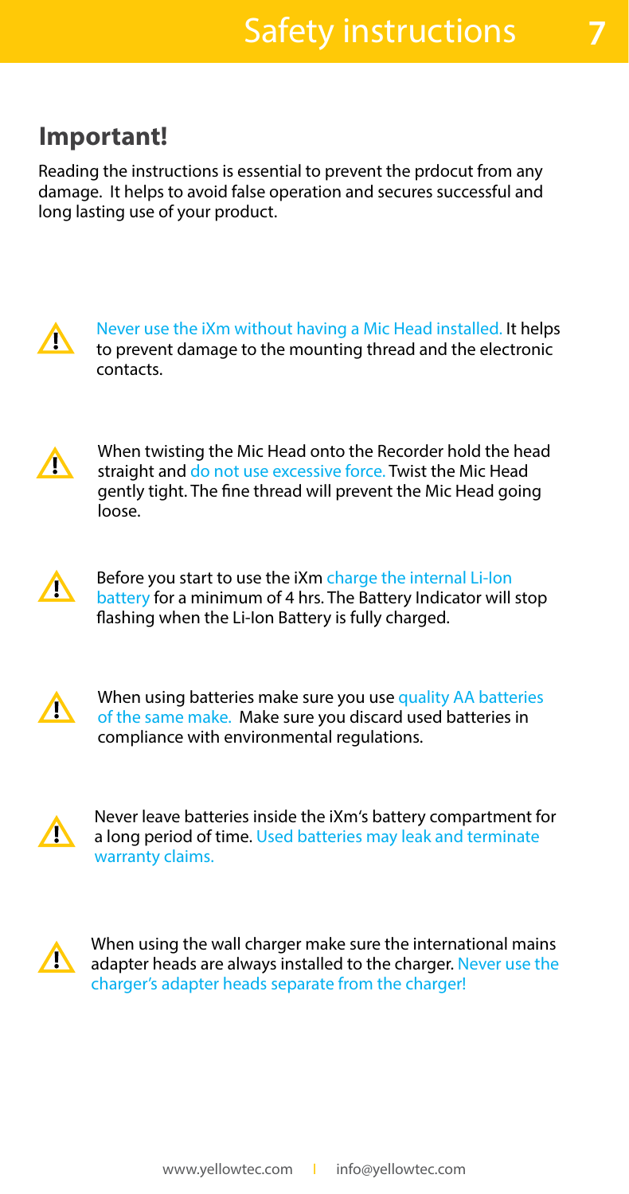# Safety instructions

## Important!

Reading the instructions is essential to prevent the prdocut from any damage. It helps to avoid false operation and secures successful and long lasting use of your product.

⚠ Never use the iXm without having a Mic Head installed. It helps to prevent damage to the mounting thread and the electronic contacts.

⚠ When twisting the Mic Head onto the Recorder hold the head straight and do not use excessive force. Twist the Mic Head gently tight. The fine thread will prevent the Mic Head going loose.

⚠ Before you start to use the iXm charge the internal Li-Ion battery for a minimum of 4 hrs. The Battery Indicator will stop flashing when the Li-Ion Battery is fully charged.

⚠ When using batteries make sure you use quality AA batteries of the same make. Make sure you discard used batteries in compliance with environmental regulations.

⚠ Never leave batteries inside the iXm's battery compartment for a long period of time. Used batteries may leak and terminate warranty claims.

⚠ When using the wall charger make sure the international mains adapter heads are always installed to the charger. Never use the charger's adapter heads separate from the charger!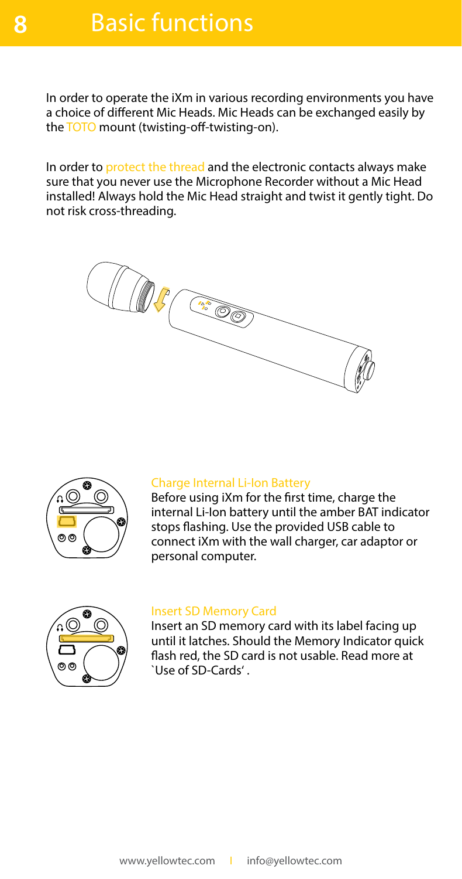# Basic functions

In order to operate the iXm in various recording environments you have a choice of different Mic Heads. Mic Heads can be exchanged easily by the TOTO mount (twisting-off-twisting-on).

In order to protect the thread and the electronic contacts always make sure that you never use the Microphone Recorder without a Mic Head installed! Always hold the Mic Head straight and twist it gently tight. Do not risk cross-threading.

### Charge Internal Li-Ion Battery

Before using iXm for the first time, charge the internal Li-Ion battery until the amber BAT indicator stops flashing. Use the provided USB cable to connect iXm with the wall charger, car adaptor or personal computer.

### Insert SD Memory Card

Insert an SD memory card with its label facing up until it latches. Should the Memory Indicator quick flash red, the SD card is not usable. Read more at `Use of SD-Cards' .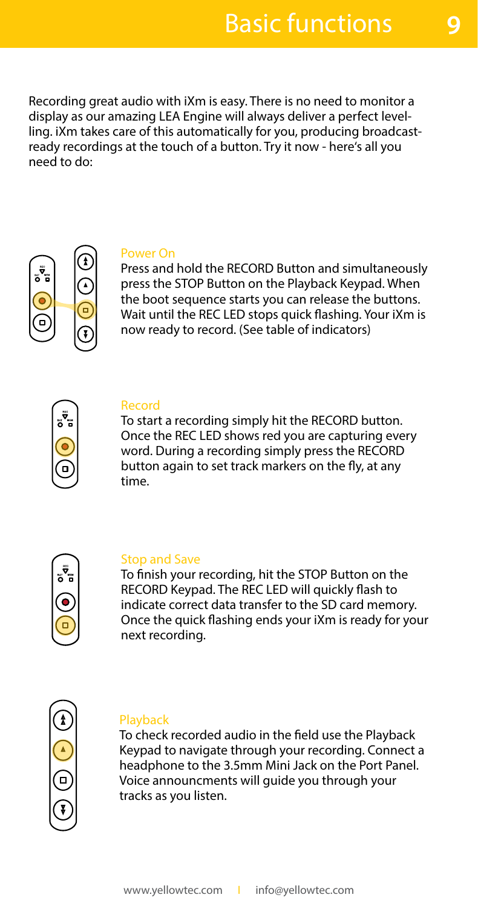# Basic functions

Recording great audio with iXm is easy. There is no need to monitor a display as our amazing LEA Engine will always deliver a perfect levelling. iXm takes care of this automatically for you, producing broadcast-ready recordings at the touch of a button. Try it now - here's all you need to do:

### Power On

Press and hold the RECORD Button and simultaneously press the STOP Button on the Playback Keypad. When the boot sequence starts you can release the buttons. Wait until the REC LED stops quick flashing. Your iXm is now ready to record. (See table of indicators)

### Record

To start a recording simply hit the RECORD button. Once the REC LED shows red you are capturing every word. During a recording simply press the RECORD button again to set track markers on the fly, at any time.

### Stop and Save

To finish your recording, hit the STOP Button on the RECORD Keypad. The REC LED will quickly flash to indicate correct data transfer to the SD card memory. Once the quick flashing ends your iXm is ready for your next recording.

### Playback

To check recorded audio in the field use the Playback Keypad to navigate through your recording. Connect a headphone to the 3.5mm Mini Jack on the Port Panel. Voice announcments will guide you through your tracks as you listen.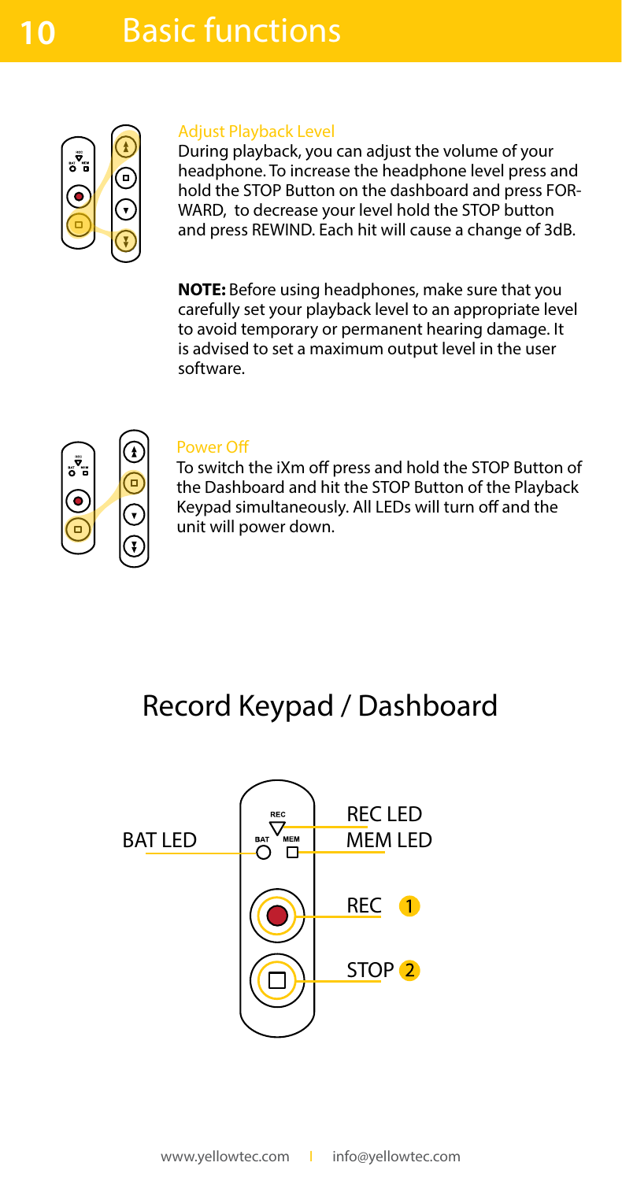# Basic functions

### Adjust Playback Level

During playback, you can adjust the volume of your headphone. To increase the headphone level press and hold the STOP Button on the dashboard and press FORWARD, to decrease your level hold the STOP button and press REWIND. Each hit will cause a change of 3dB.

**NOTE:** Before using headphones, make sure that you carefully set your playback level to an appropriate level to avoid temporary or permanent hearing damage. It is advised to set a maximum output level in the user software.

### Power Off

To switch the iXm off press and hold the STOP Button of the Dashboard and hit the STOP Button of the Playback Keypad simultaneously. All LEDs will turn off and the unit will power down.

## Record Keypad / Dashboard

BAT LED

REC LED

MEM LED

REC 1

STOP 2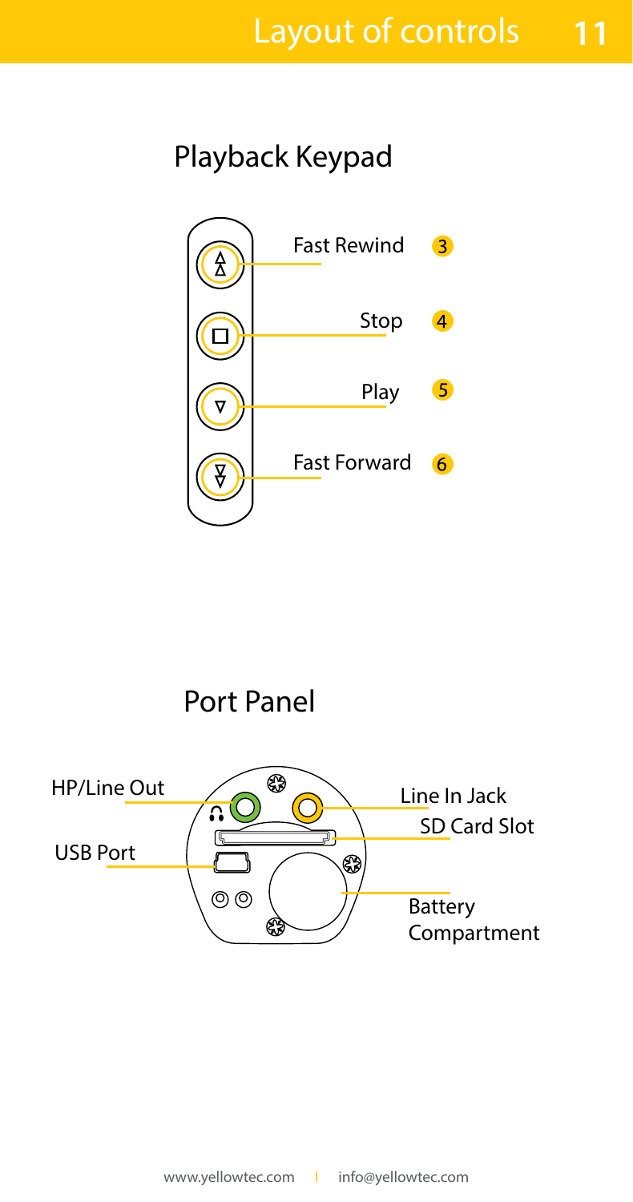## Playback Keypad

- Fast Rewind 3
- Stop 4
- Play 5
- Fast Forward 6

## Port Panel

- HP/Line Out
- USB Port
- Line In Jack
- SD Card Slot
- Battery Compartment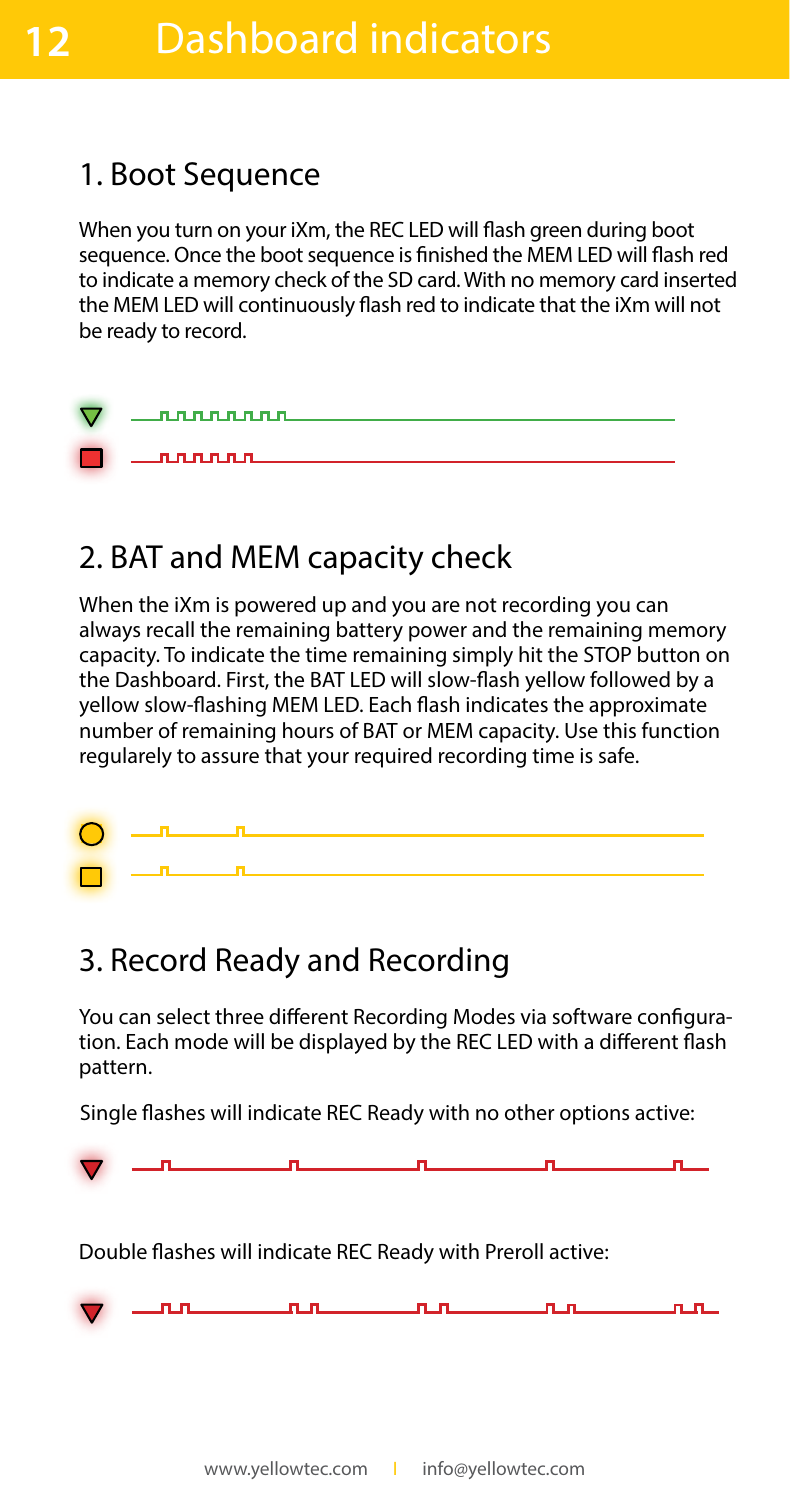# Dashboard indicators

## 1. Boot Sequence

When you turn on your iXm, the REC LED will flash green during boot sequence. Once the boot sequence is finished the MEM LED will flash red to indicate a memory check of the SD card. With no memory card inserted the MEM LED will continuously flash red to indicate that the iXm will not be ready to record.

## 2. BAT and MEM capacity check

When the iXm is powered up and you are not recording you can always recall the remaining battery power and the remaining memory capacity. To indicate the time remaining simply hit the STOP button on the Dashboard. First, the BAT LED will slow-flash yellow followed by a yellow slow-flashing MEM LED. Each flash indicates the approximate number of remaining hours of BAT or MEM capacity. Use this function regularely to assure that your required recording time is safe.

## 3. Record Ready and Recording

You can select three different Recording Modes via software configuration. Each mode will be displayed by the REC LED with a different flash pattern.

Single flashes will indicate REC Ready with no other options active:

Double flashes will indicate REC Ready with Preroll active: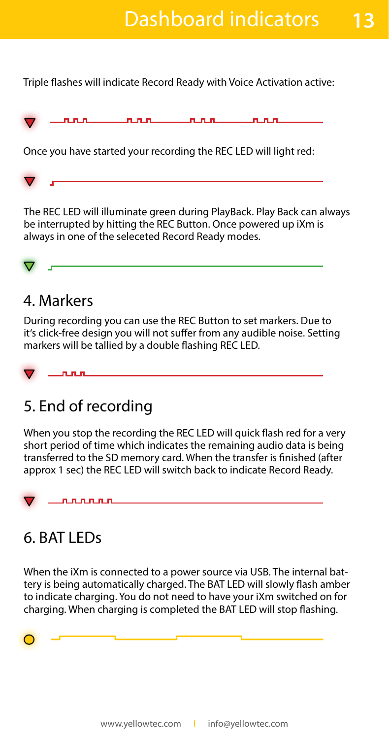Triple flashes will indicate Record Ready with Voice Activation active:

Once you have started your recording the REC LED will light red:

The REC LED will illuminate green during PlayBack. Play Back can always be interrupted by hitting the REC Button. Once powered up iXm is always in one of the seleceted Record Ready modes.

## 4. Markers

During recording you can use the REC Button to set markers. Due to it's click-free design you will not suffer from any audible noise. Setting markers will be tallied by a double flashing REC LED.

## 5. End of recording

When you stop the recording the REC LED will quick flash red for a very short period of time which indicates the remaining audio data is being transferred to the SD memory card. When the transfer is finished (after approx 1 sec) the REC LED will switch back to indicate Record Ready.

## 6. BAT LEDs

When the iXm is connected to a power source via USB. The internal battery is being automatically charged. The BAT LED will slowly flash amber to indicate charging. You do not need to have your iXm switched on for charging. When charging is completed the BAT LED will stop flashing.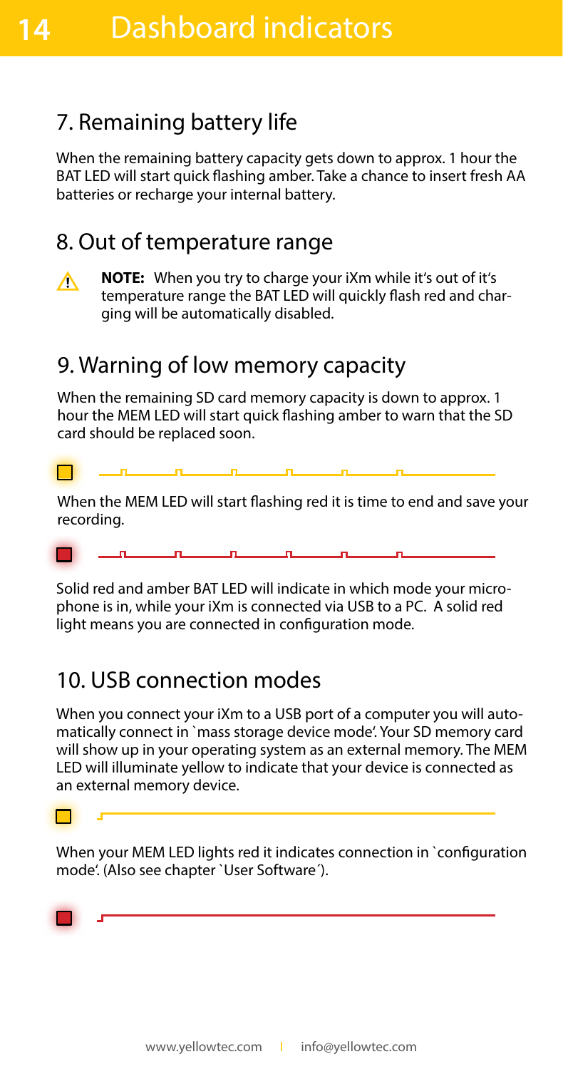# Dashboard indicators

## 7. Remaining battery life

When the remaining battery capacity gets down to approx. 1 hour the BAT LED will start quick flashing amber. Take a chance to insert fresh AA batteries or recharge your internal battery.

## 8. Out of temperature range

**NOTE:** When you try to charge your iXm while it's out of it's temperature range the BAT LED will quickly flash red and charging will be automatically disabled.

## 9. Warning of low memory capacity

When the remaining SD card memory capacity is down to approx. 1 hour the MEM LED will start quick flashing amber to warn that the SD card should be replaced soon.

When the MEM LED will start flashing red it is time to end and save your recording.

Solid red and amber BAT LED will indicate in which mode your microphone is in, while your iXm is connected via USB to a PC. A solid red light means you are connected in configuration mode.

## 10. USB connection modes

When you connect your iXm to a USB port of a computer you will automatically connect in `mass storage device mode'. Your SD memory card will show up in your operating system as an external memory. The MEM LED will illuminate yellow to indicate that your device is connected as an external memory device.

When your MEM LED lights red it indicates connection in `configuration mode'. (Also see chapter `User Software´).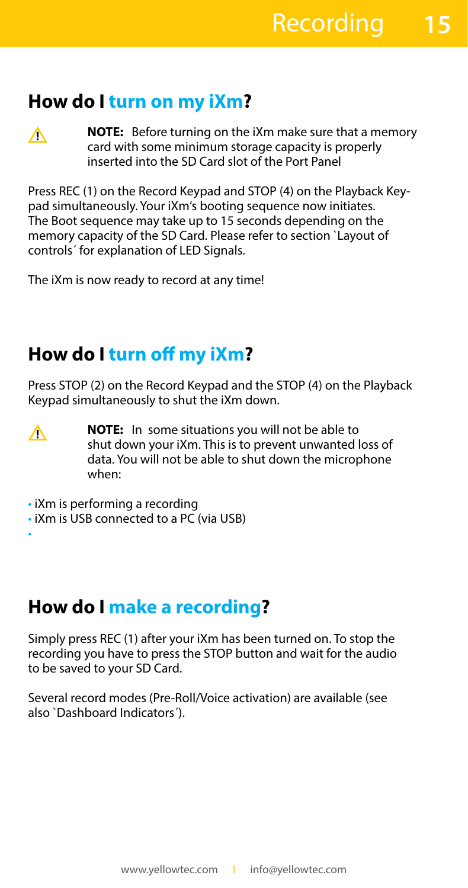## How do I turn on my iXm?

⚠ **NOTE:** Before turning on the iXm make sure that a memory card with some minimum storage capacity is properly inserted into the SD Card slot of the Port Panel

Press REC (1) on the Record Keypad and STOP (4) on the Playback Keypad simultaneously. Your iXm's booting sequence now initiates. The Boot sequence may take up to 15 seconds depending on the memory capacity of the SD Card. Please refer to section `Layout of controls´ for explanation of LED Signals.

The iXm is now ready to record at any time!

## How do I turn off my iXm?

Press STOP (2) on the Record Keypad and the STOP (4) on the Playback Keypad simultaneously to shut the iXm down.

⚠ **NOTE:** In some situations you will not be able to shut down your iXm. This is to prevent unwanted loss of data. You will not be able to shut down the microphone when:

- iXm is performing a recording
- iXm is USB connected to a PC (via USB)
- 

## How do I make a recording?

Simply press REC (1) after your iXm has been turned on. To stop the recording you have to press the STOP button and wait for the audio to be saved to your SD Card.

Several record modes (Pre-Roll/Voice activation) are available (see also `Dashboard Indicators´).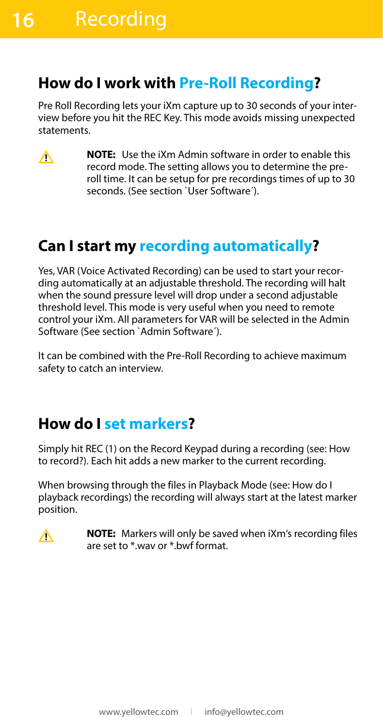## How do I work with Pre-Roll Recording?

Pre Roll Recording lets your iXm capture up to 30 seconds of your interview before you hit the REC Key. This mode avoids missing unexpected statements.

> **NOTE:** Use the iXm Admin software in order to enable this record mode. The setting allows you to determine the pre-roll time. It can be setup for pre recordings times of up to 30 seconds. (See section `User Software´).

## Can I start my recording automatically?

Yes, VAR (Voice Activated Recording) can be used to start your recording automatically at an adjustable threshold. The recording will halt when the sound pressure level will drop under a second adjustable threshold level. This mode is very useful when you need to remote control your iXm. All parameters for VAR will be selected in the Admin Software (See section `Admin Software´).

It can be combined with the Pre-Roll Recording to achieve maximum safety to catch an interview.

## How do I set markers?

Simply hit REC (1) on the Record Keypad during a recording (see: How to record?). Each hit adds a new marker to the current recording.

When browsing through the files in Playback Mode (see: How do I playback recordings) the recording will always start at the latest marker position.

> **NOTE:** Markers will only be saved when iXm's recording files are set to *.wav or *.bwf format.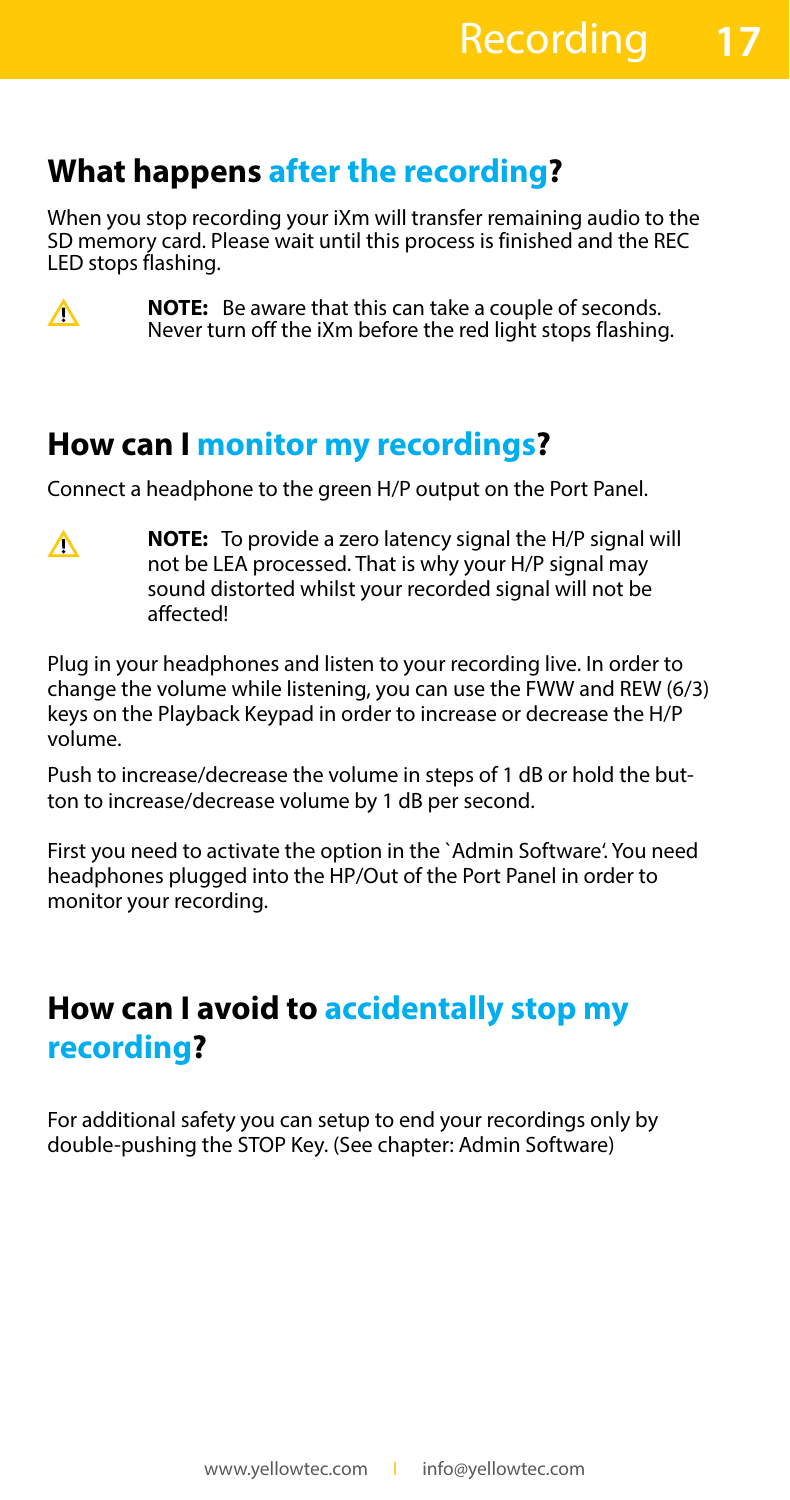## What happens after the recording?

When you stop recording your iXm will transfer remaining audio to the SD memory card. Please wait until this process is finished and the REC LED stops flashing.

⚠ **NOTE:** Be aware that this can take a couple of seconds. Never turn off the iXm before the red light stops flashing.

## How can I monitor my recordings?

Connect a headphone to the green H/P output on the Port Panel.

⚠ **NOTE:** To provide a zero latency signal the H/P signal will not be LEA processed. That is why your H/P signal may sound distorted whilst your recorded signal will not be affected!

Plug in your headphones and listen to your recording live. In order to change the volume while listening, you can use the FWW and REW (6/3) keys on the Playback Keypad in order to increase or decrease the H/P volume.

Push to increase/decrease the volume in steps of 1 dB or hold the button to increase/decrease volume by 1 dB per second.

First you need to activate the option in the `Admin Software'. You need headphones plugged into the HP/Out of the Port Panel in order to monitor your recording.

## How can I avoid to accidentally stop my recording?

For additional safety you can setup to end your recordings only by double-pushing the STOP Key. (See chapter: Admin Software)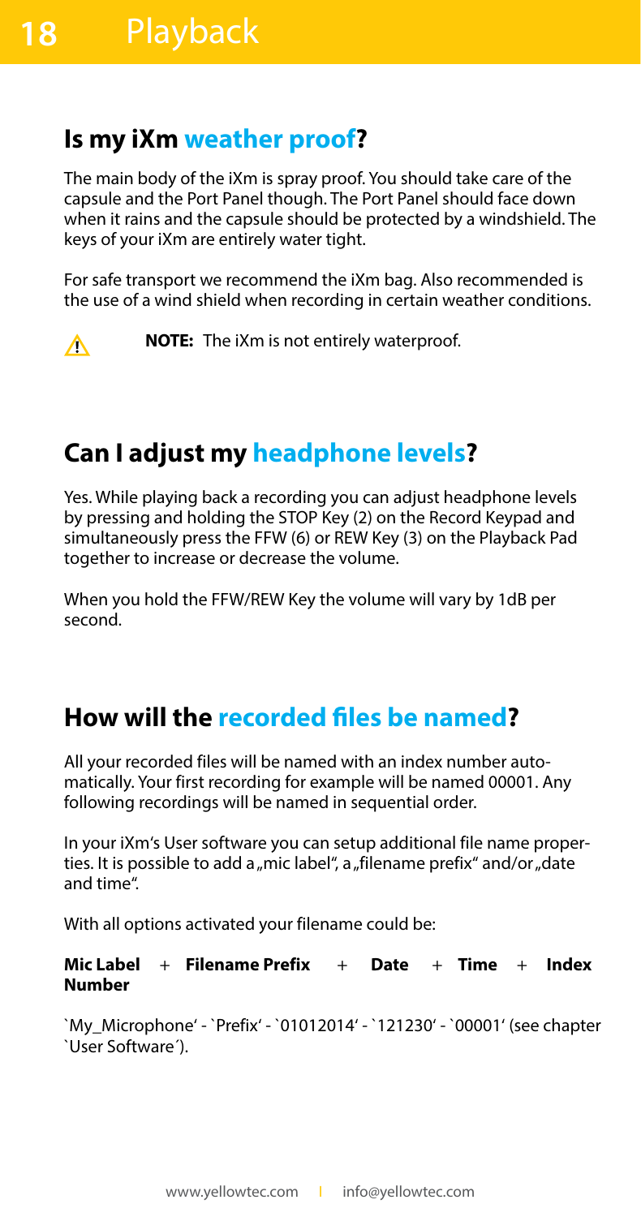# Playback

## Is my iXm weather proof?

The main body of the iXm is spray proof. You should take care of the capsule and the Port Panel though. The Port Panel should face down when it rains and the capsule should be protected by a windshield. The keys of your iXm are entirely water tight.

For safe transport we recommend the iXm bag. Also recommended is the use of a wind shield when recording in certain weather conditions.

⚠ **NOTE:** The iXm is not entirely waterproof.

## Can I adjust my headphone levels?

Yes. While playing back a recording you can adjust headphone levels by pressing and holding the STOP Key (2) on the Record Keypad and simultaneously press the FFW (6) or REW Key (3) on the Playback Pad together to increase or decrease the volume.

When you hold the FFW/REW Key the volume will vary by 1dB per second.

## How will the recorded files be named?

All your recorded files will be named with an index number automatically. Your first recording for example will be named 00001. Any following recordings will be named in sequential order.

In your iXm's User software you can setup additional file name properties. It is possible to add a „mic label", a „filename prefix" and/or „date and time".

With all options activated your filename could be:

**Mic Label** + **Filename Prefix** + **Date** + **Time** + **Index Number**

`My_Microphone' - `Prefix' - `01012014' - `121230' - `00001' (see chapter `User Software´).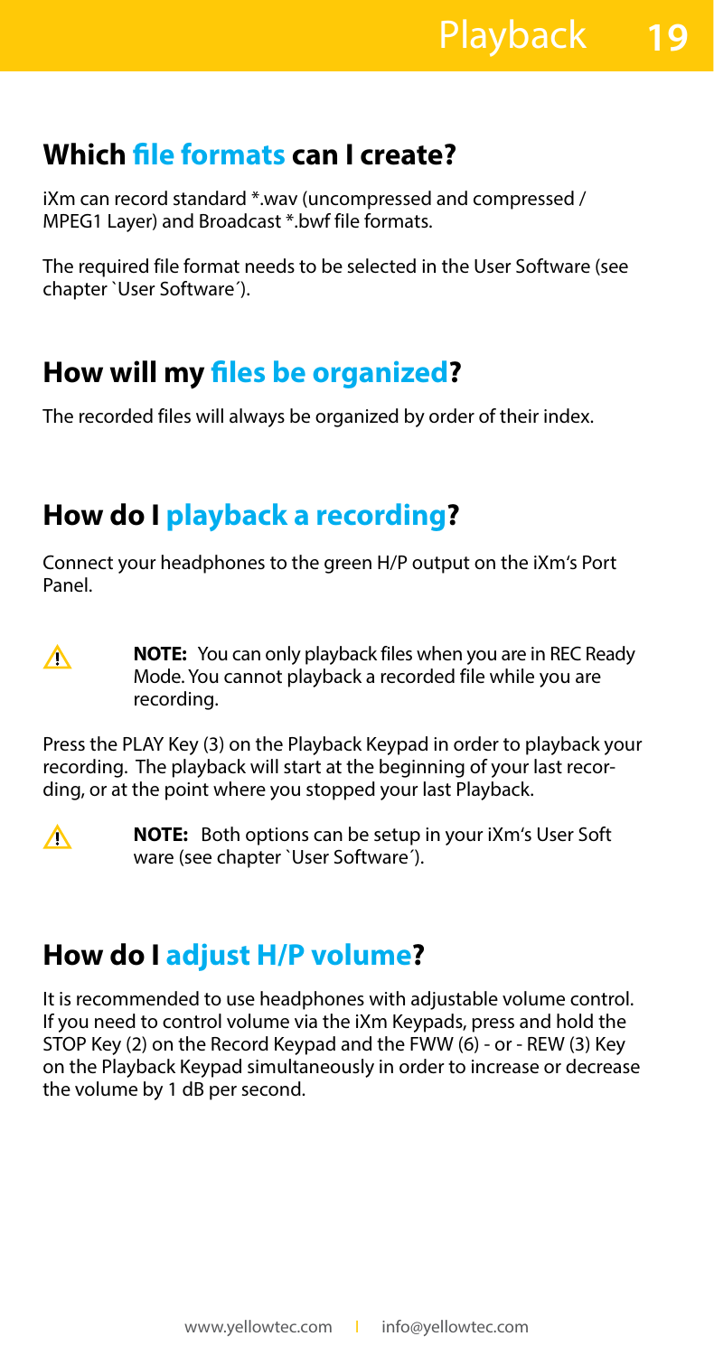## Which file formats can I create?

iXm can record standard *.wav (uncompressed and compressed / MPEG1 Layer) and Broadcast *.bwf file formats.

The required file format needs to be selected in the User Software (see chapter `User Software´).

## How will my files be organized?

The recorded files will always be organized by order of their index.

## How do I playback a recording?

Connect your headphones to the green H/P output on the iXm's Port Panel.

> ⚠ **NOTE:** You can only playback files when you are in REC Ready Mode. You cannot playback a recorded file while you are recording.

Press the PLAY Key (3) on the Playback Keypad in order to playback your recording. The playback will start at the beginning of your last recording, or at the point where you stopped your last Playback.

> ⚠ **NOTE:** Both options can be setup in your iXm's User Software (see chapter `User Software´).

## How do I adjust H/P volume?

It is recommended to use headphones with adjustable volume control. If you need to control volume via the iXm Keypads, press and hold the STOP Key (2) on the Record Keypad and the FWW (6) - or - REW (3) Key on the Playback Keypad simultaneously in order to increase or decrease the volume by 1 dB per second.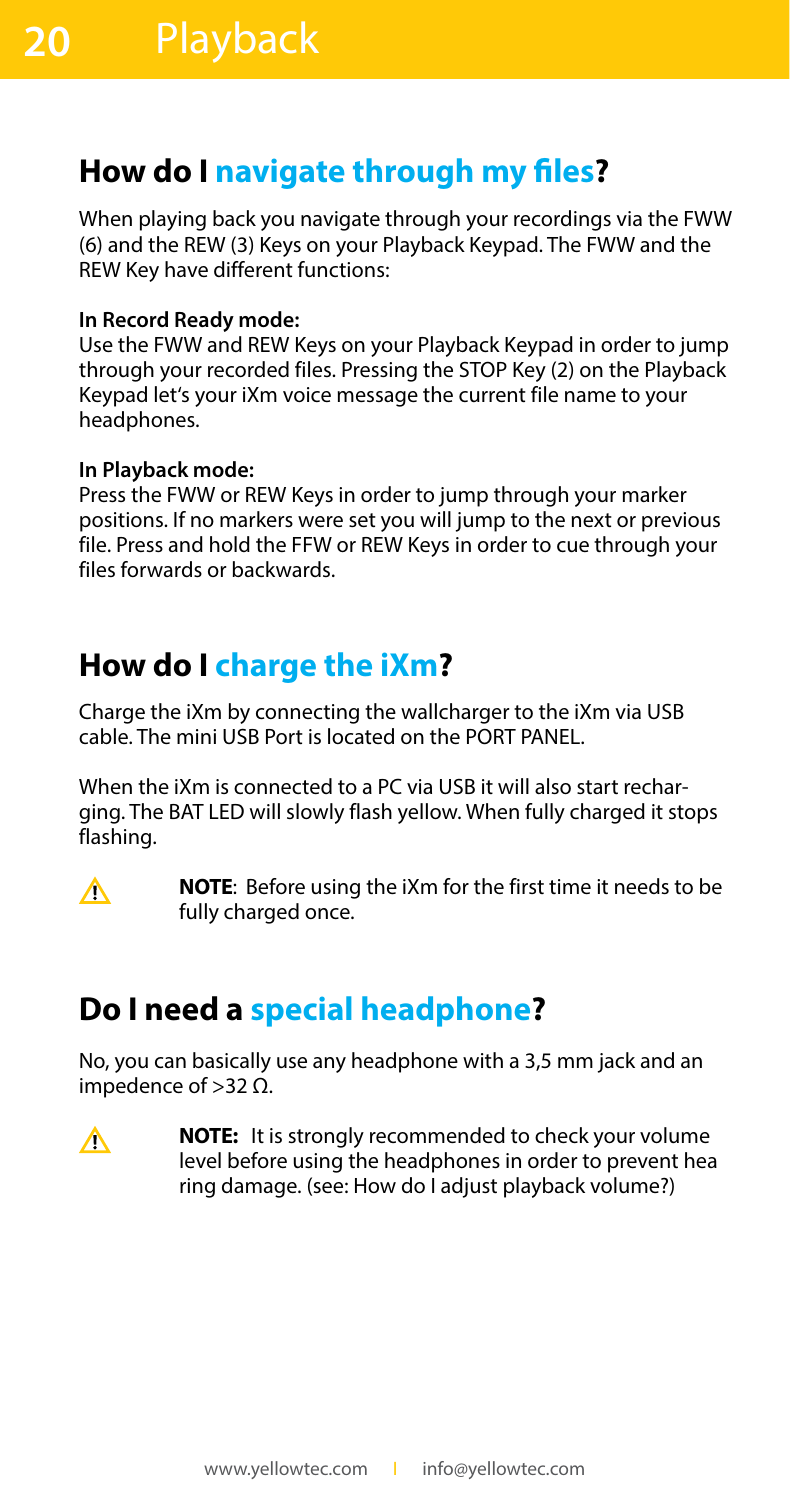# Playback

## How do I navigate through my files?

When playing back you navigate through your recordings via the FWW (6) and the REW (3) Keys on your Playback Keypad. The FWW and the REW Key have different functions:

**In Record Ready mode:**
Use the FWW and REW Keys on your Playback Keypad in order to jump through your recorded files. Pressing the STOP Key (2) on the Playback Keypad let's your iXm voice message the current file name to your headphones.

**In Playback mode:**
Press the FWW or REW Keys in order to jump through your marker positions. If no markers were set you will jump to the next or previous file. Press and hold the FFW or REW Keys in order to cue through your files forwards or backwards.

## How do I charge the iXm?

Charge the iXm by connecting the wallcharger to the iXm via USB cable. The mini USB Port is located on the PORT PANEL.

When the iXm is connected to a PC via USB it will also start recharging. The BAT LED will slowly flash yellow. When fully charged it stops flashing.

⚠ **NOTE**: Before using the iXm for the first time it needs to be fully charged once.

## Do I need a special headphone?

No, you can basically use any headphone with a 3,5 mm jack and an impedence of >32 Ω.

⚠ **NOTE:** It is strongly recommended to check your volume level before using the headphones in order to prevent hea ring damage. (see: How do I adjust playback volume?)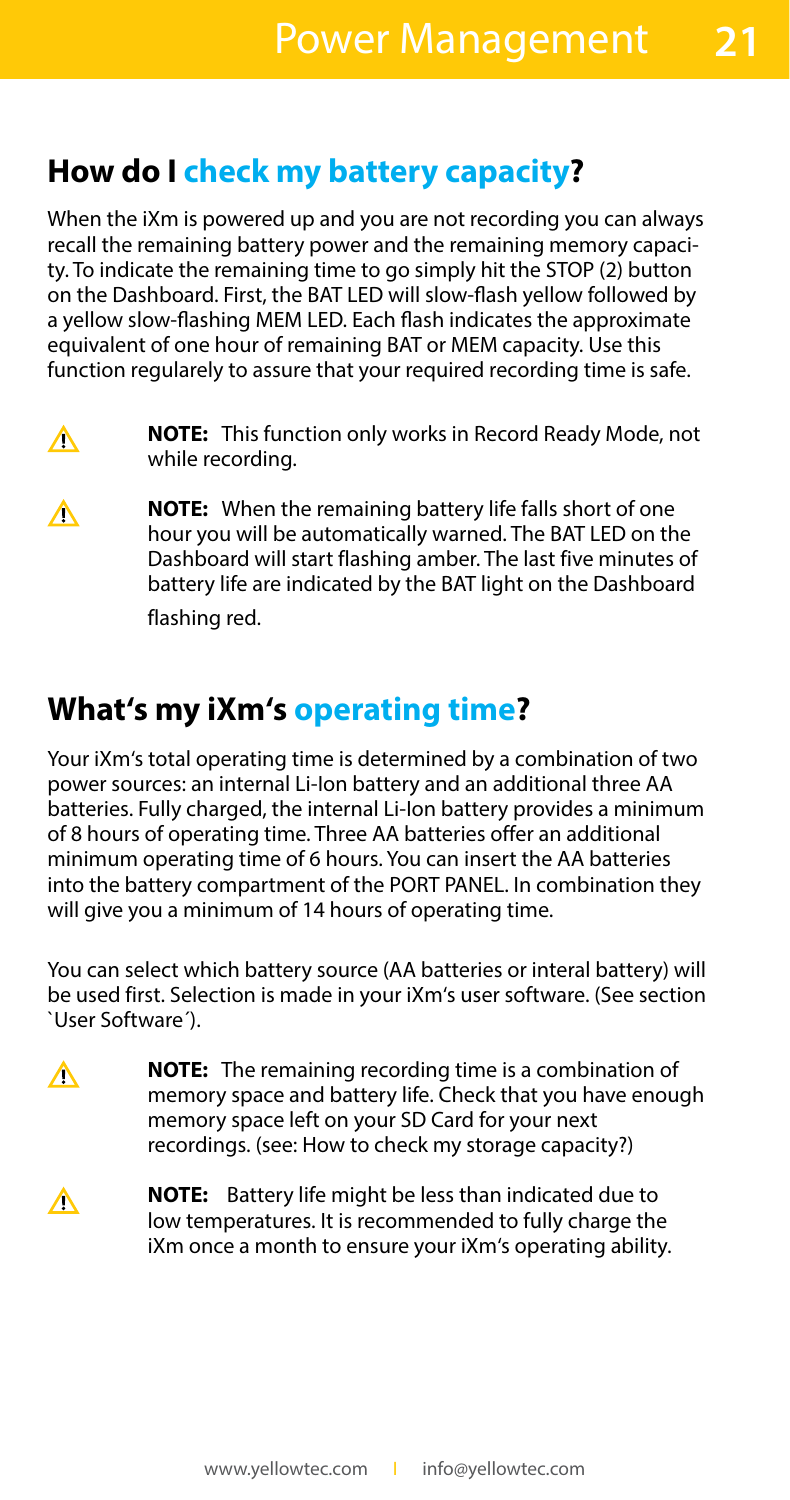## How do I check my battery capacity?

When the iXm is powered up and you are not recording you can always recall the remaining battery power and the remaining memory capacity. To indicate the remaining time to go simply hit the STOP (2) button on the Dashboard. First, the BAT LED will slow-flash yellow followed by a yellow slow-flashing MEM LED. Each flash indicates the approximate equivalent of one hour of remaining BAT or MEM capacity. Use this function regularely to assure that your required recording time is safe.

⚠ **NOTE:** This function only works in Record Ready Mode, not while recording.

⚠ **NOTE:** When the remaining battery life falls short of one hour you will be automatically warned. The BAT LED on the Dashboard will start flashing amber. The last five minutes of battery life are indicated by the BAT light on the Dashboard flashing red.

## What's my iXm's operating time?

Your iXm's total operating time is determined by a combination of two power sources: an internal Li-Ion battery and an additional three AA batteries. Fully charged, the internal Li-Ion battery provides a minimum of 8 hours of operating time. Three AA batteries offer an additional minimum operating time of 6 hours. You can insert the AA batteries into the battery compartment of the PORT PANEL. In combination they will give you a minimum of 14 hours of operating time.

You can select which battery source (AA batteries or interal battery) will be used first. Selection is made in your iXm's user software. (See section `User Software´).

⚠ **NOTE:** The remaining recording time is a combination of memory space and battery life. Check that you have enough memory space left on your SD Card for your next recordings. (see: How to check my storage capacity?)

⚠ **NOTE:** Battery life might be less than indicated due to low temperatures. It is recommended to fully charge the iXm once a month to ensure your iXm's operating ability.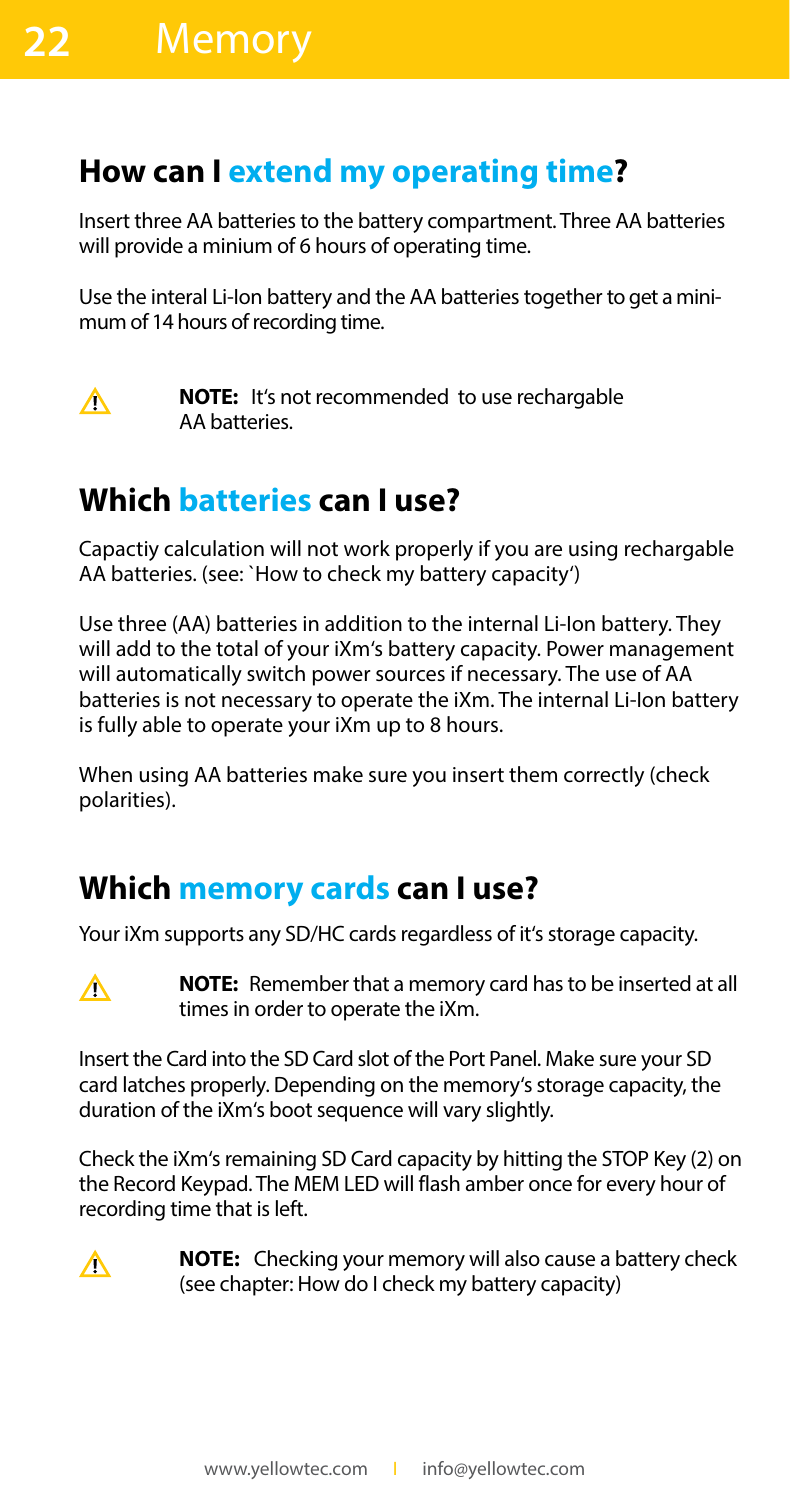# Memory

## How can I extend my operating time?

Insert three AA batteries to the battery compartment. Three AA batteries will provide a minium of 6 hours of operating time.

Use the interal Li-Ion battery and the AA batteries together to get a minimum of 14 hours of recording time.

⚠ **NOTE:** It's not recommended to use rechargable AA batteries.

## Which batteries can I use?

Capactiy calculation will not work properly if you are using rechargable AA batteries. (see: `How to check my battery capacity')

Use three (AA) batteries in addition to the internal Li-Ion battery. They will add to the total of your iXm's battery capacity. Power management will automatically switch power sources if necessary. The use of AA batteries is not necessary to operate the iXm. The internal Li-Ion battery is fully able to operate your iXm up to 8 hours.

When using AA batteries make sure you insert them correctly (check polarities).

## Which memory cards can I use?

Your iXm supports any SD/HC cards regardless of it's storage capacity.

⚠ **NOTE:** Remember that a memory card has to be inserted at all times in order to operate the iXm.

Insert the Card into the SD Card slot of the Port Panel. Make sure your SD card latches properly. Depending on the memory's storage capacity, the duration of the iXm's boot sequence will vary slightly.

Check the iXm's remaining SD Card capacity by hitting the STOP Key (2) on the Record Keypad. The MEM LED will flash amber once for every hour of recording time that is left.

⚠ **NOTE:** Checking your memory will also cause a battery check (see chapter: How do I check my battery capacity)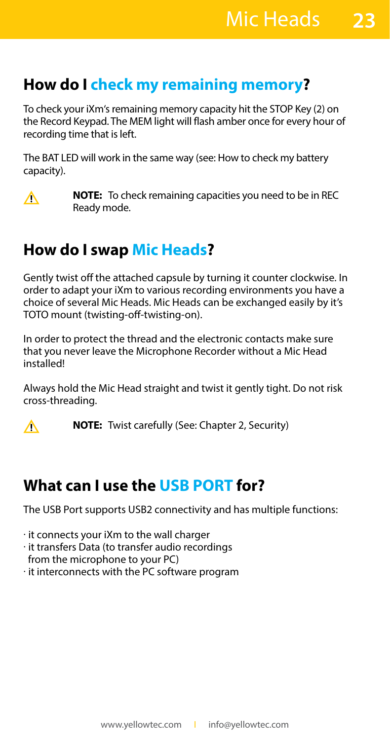## How do I check my remaining memory?

To check your iXm's remaining memory capacity hit the STOP Key (2) on the Record Keypad. The MEM light will flash amber once for every hour of recording time that is left.

The BAT LED will work in the same way (see: How to check my battery capacity).

⚠ **NOTE:** To check remaining capacities you need to be in REC Ready mode.

## How do I swap Mic Heads?

Gently twist off the attached capsule by turning it counter clockwise. In order to adapt your iXm to various recording environments you have a choice of several Mic Heads. Mic Heads can be exchanged easily by it's TOTO mount (twisting-off-twisting-on).

In order to protect the thread and the electronic contacts make sure that you never leave the Microphone Recorder without a Mic Head installed!

Always hold the Mic Head straight and twist it gently tight. Do not risk cross-threading.

⚠ **NOTE:** Twist carefully (See: Chapter 2, Security)

## What can I use the USB PORT for?

The USB Port supports USB2 connectivity and has multiple functions:

· it connects your iXm to the wall charger
· it transfers Data (to transfer audio recordings from the microphone to your PC)
· it interconnects with the PC software program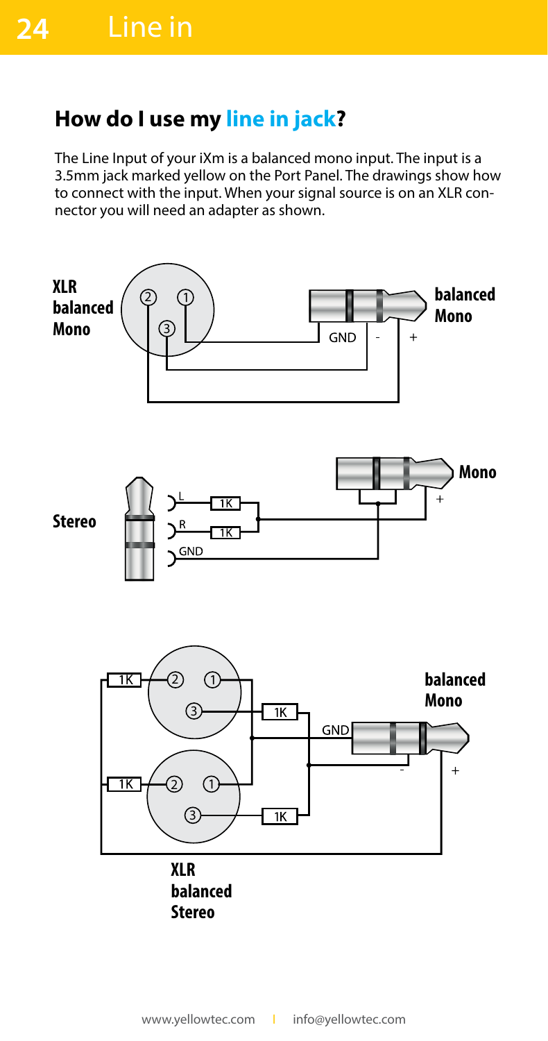## How do I use my line in jack?

The Line Input of your iXm is a balanced mono input. The input is a 3.5mm jack marked yellow on the Port Panel. The drawings show how to connect with the input. When your signal source is on an XLR connector you will need an adapter as shown.

**XLR balanced Mono**

**balanced Mono**

GND - +

**Stereo**

L R GND 1K 1K

**Mono**

+

1K 1K 1K 1K

GND - +

**balanced Mono**

**XLR balanced Stereo**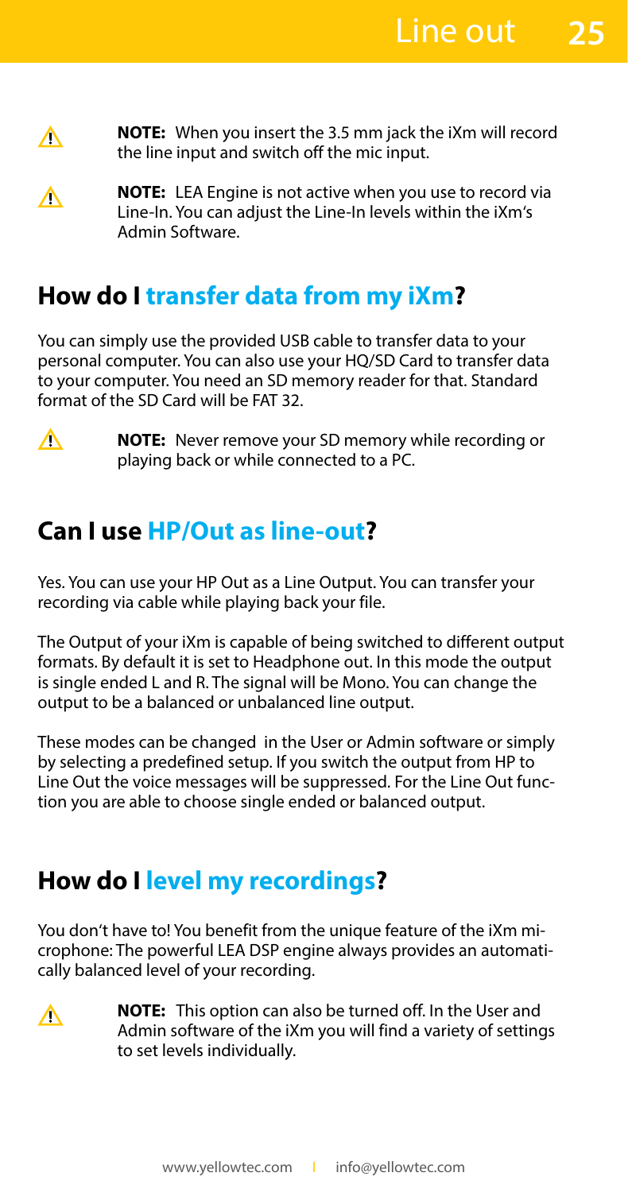> ⚠ **NOTE:** When you insert the 3.5 mm jack the iXm will record the line input and switch off the mic input.

> ⚠ **NOTE:** LEA Engine is not active when you use to record via Line-In. You can adjust the Line-In levels within the iXm's Admin Software.

## How do I transfer data from my iXm?

You can simply use the provided USB cable to transfer data to your personal computer. You can also use your HQ/SD Card to transfer data to your computer. You need an SD memory reader for that. Standard format of the SD Card will be FAT 32.

> ⚠ **NOTE:** Never remove your SD memory while recording or playing back or while connected to a PC.

## Can I use HP/Out as line-out?

Yes. You can use your HP Out as a Line Output. You can transfer your recording via cable while playing back your file.

The Output of your iXm is capable of being switched to different output formats. By default it is set to Headphone out. In this mode the output is single ended L and R. The signal will be Mono. You can change the output to be a balanced or unbalanced line output.

These modes can be changed in the User or Admin software or simply by selecting a predefined setup. If you switch the output from HP to Line Out the voice messages will be suppressed. For the Line Out function you are able to choose single ended or balanced output.

## How do I level my recordings?

You don't have to! You benefit from the unique feature of the iXm microphone: The powerful LEA DSP engine always provides an automatically balanced level of your recording.

> ⚠ **NOTE:** This option can also be turned off. In the User and Admin software of the iXm you will find a variety of settings to set levels individually.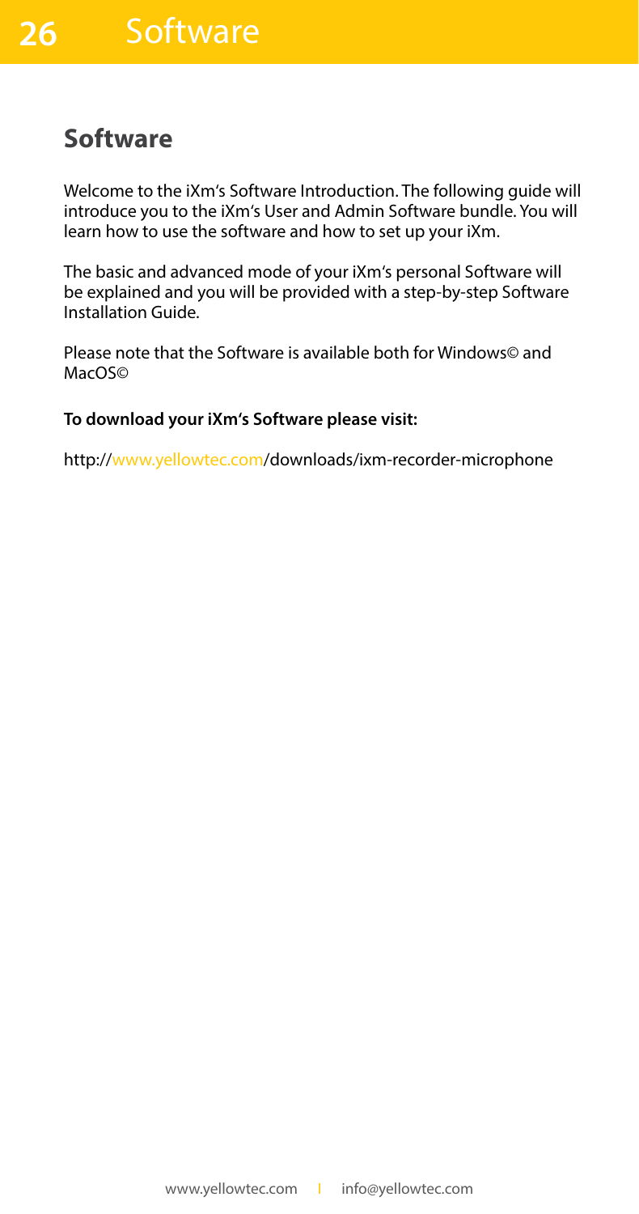## Software

Welcome to the iXm's Software Introduction. The following guide will introduce you to the iXm's User and Admin Software bundle. You will learn how to use the software and how to set up your iXm.

The basic and advanced mode of your iXm's personal Software will be explained and you will be provided with a step-by-step Software Installation Guide.

Please note that the Software is available both for Windows© and MacOS©

**To download your iXm's Software please visit:**

http://www.yellowtec.com/downloads/ixm-recorder-microphone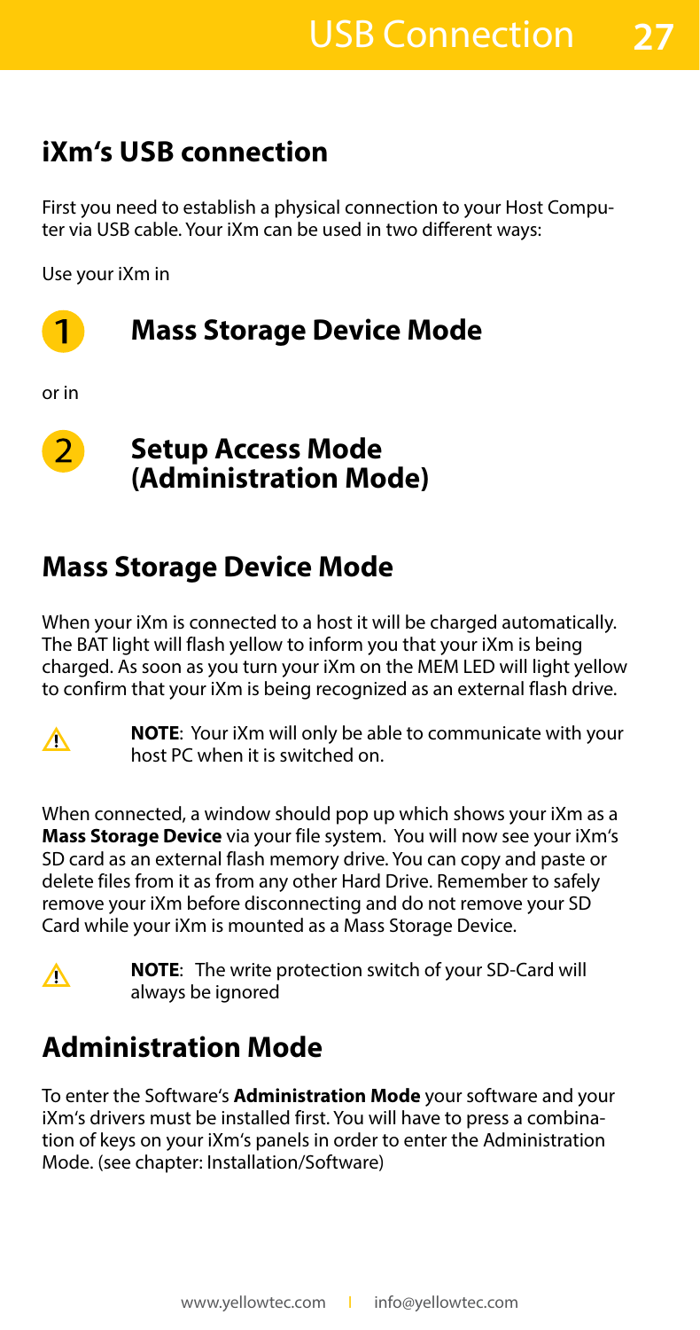## iXm's USB connection

First you need to establish a physical connection to your Host Computer via USB cable. Your iXm can be used in two different ways:

Use your iXm in

1. **Mass Storage Device Mode**

or in

2. **Setup Access Mode (Administration Mode)**

## Mass Storage Device Mode

When your iXm is connected to a host it will be charged automatically. The BAT light will flash yellow to inform you that your iXm is being charged. As soon as you turn your iXm on the MEM LED will light yellow to confirm that your iXm is being recognized as an external flash drive.

⚠ **NOTE**: Your iXm will only be able to communicate with your host PC when it is switched on.

When connected, a window should pop up which shows your iXm as a **Mass Storage Device** via your file system. You will now see your iXm's SD card as an external flash memory drive. You can copy and paste or delete files from it as from any other Hard Drive. Remember to safely remove your iXm before disconnecting and do not remove your SD Card while your iXm is mounted as a Mass Storage Device.

⚠ **NOTE**: The write protection switch of your SD-Card will always be ignored

## Administration Mode

To enter the Software's **Administration Mode** your software and your iXm's drivers must be installed first. You will have to press a combination of keys on your iXm's panels in order to enter the Administration Mode. (see chapter: Installation/Software)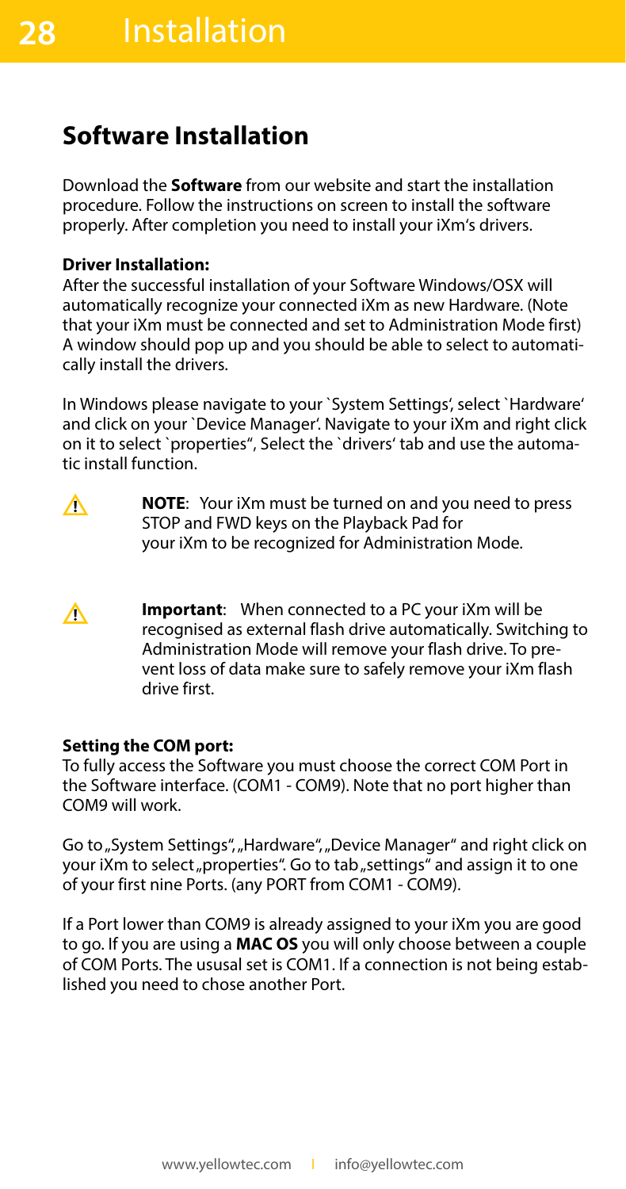## Software Installation

Download the **Software** from our website and start the installation procedure. Follow the instructions on screen to install the software properly. After completion you need to install your iXm's drivers.

**Driver Installation:**
After the successful installation of your Software Windows/OSX will automatically recognize your connected iXm as new Hardware. (Note that your iXm must be connected and set to Administration Mode first) A window should pop up and you should be able to select to automatically install the drivers.

In Windows please navigate to your `System Settings', select `Hardware' and click on your `Device Manager'. Navigate to your iXm and right click on it to select `properties", Select the `drivers' tab and use the automatic install function.

⚠ **NOTE**: Your iXm must be turned on and you need to press STOP and FWD keys on the Playback Pad for your iXm to be recognized for Administration Mode.

⚠ **Important**: When connected to a PC your iXm will be recognised as external flash drive automatically. Switching to Administration Mode will remove your flash drive. To prevent loss of data make sure to safely remove your iXm flash drive first.

**Setting the COM port:**
To fully access the Software you must choose the correct COM Port in the Software interface. (COM1 - COM9). Note that no port higher than COM9 will work.

Go to „System Settings", „Hardware", „Device Manager" and right click on your iXm to select „properties". Go to tab „settings" and assign it to one of your first nine Ports. (any PORT from COM1 - COM9).

If a Port lower than COM9 is already assigned to your iXm you are good to go. If you are using a **MAC OS** you will only choose between a couple of COM Ports. The ususal set is COM1. If a connection is not being established you need to chose another Port.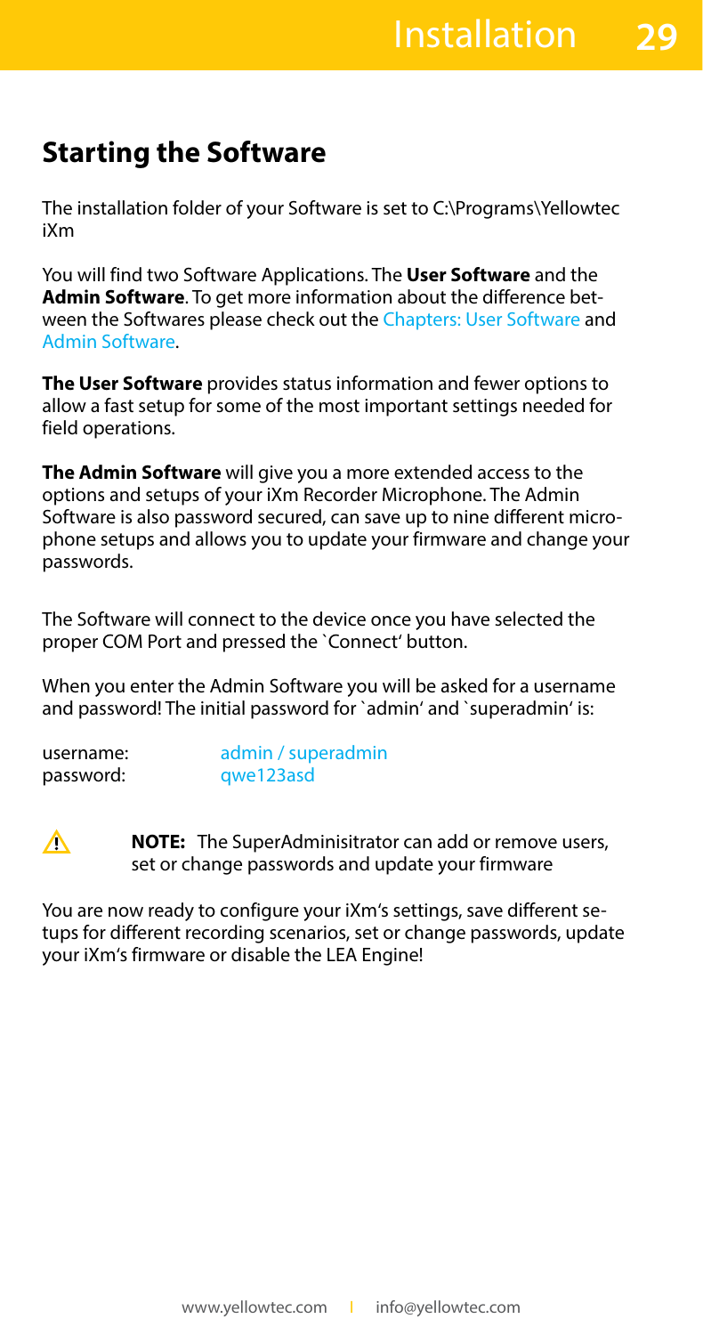## Starting the Software

The installation folder of your Software is set to C:\Programs\Yellowtec iXm

You will find two Software Applications. The **User Software** and the **Admin Software**. To get more information about the difference between the Softwares please check out the Chapters: User Software and Admin Software.

**The User Software** provides status information and fewer options to allow a fast setup for some of the most important settings needed for field operations.

**The Admin Software** will give you a more extended access to the options and setups of your iXm Recorder Microphone. The Admin Software is also password secured, can save up to nine different microphone setups and allows you to update your firmware and change your passwords.

The Software will connect to the device once you have selected the proper COM Port and pressed the `Connect' button.

When you enter the Admin Software you will be asked for a username and password! The initial password for `admin' and `superadmin' is:

username: admin / superadmin
password: qwe123asd

⚠ **NOTE:** The SuperAdminisitrator can add or remove users, set or change passwords and update your firmware

You are now ready to configure your iXm's settings, save different setups for different recording scenarios, set or change passwords, update your iXm's firmware or disable the LEA Engine!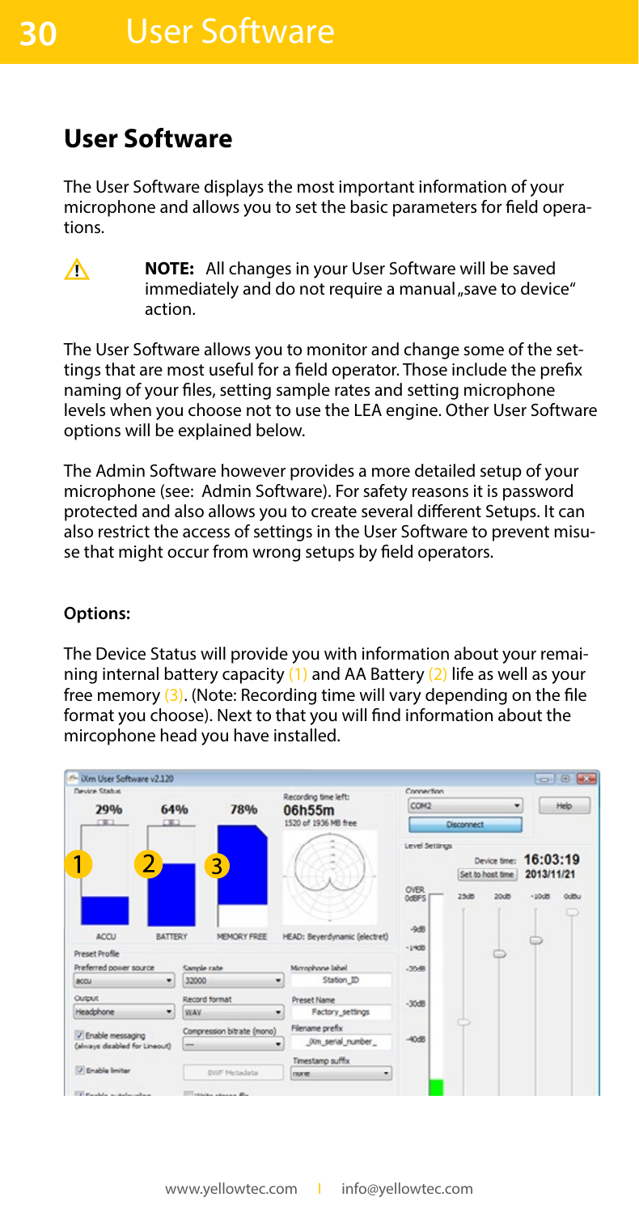## User Software

The User Software displays the most important information of your microphone and allows you to set the basic parameters for field operations.

⚠ **NOTE:** All changes in your User Software will be saved immediately and do not require a manual „save to device" action.

The User Software allows you to monitor and change some of the settings that are most useful for a field operator. Those include the prefix naming of your files, setting sample rates and setting microphone levels when you choose not to use the LEA engine. Other User Software options will be explained below.

The Admin Software however provides a more detailed setup of your microphone (see: Admin Software). For safety reasons it is password protected and also allows you to create several different Setups. It can also restrict the access of settings in the User Software to prevent misuse that might occur from wrong setups by field operators.

**Options:**

The Device Status will provide you with information about your remaining internal battery capacity (1) and AA Battery (2) life as well as your free memory (3). (Note: Recording time will vary depending on the file format you choose). Next to that you will find information about the mircophone head you have installed.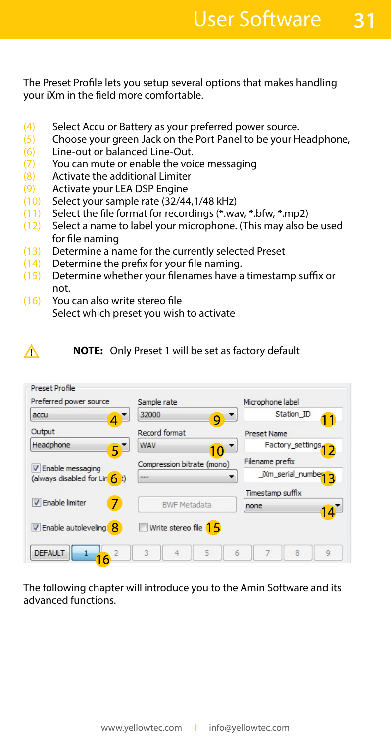The Preset Profile lets you setup several options that makes handling your iXm in the field more comfortable.

(4) Select Accu or Battery as your preferred power source.
(5) Choose your green Jack on the Port Panel to be your Headphone,
(6) Line-out or balanced Line-Out.
(7) You can mute or enable the voice messaging
(8) Activate the additional Limiter
(9) Activate your LEA DSP Engine
(10) Select your sample rate (32/44,1/48 kHz)
(11) Select the file format for recordings (*.wav, *.bfw, *.mp2)
(12) Select a name to label your microphone. (This may also be used for file naming
(13) Determine a name for the currently selected Preset
(14) Determine the prefix for your file naming.
(15) Determine whether your filenames have a timestamp suffix or not.
(16) You can also write stereo file
Select which preset you wish to activate

⚠ **NOTE:** Only Preset 1 will be set as factory default

Preset Profile

| Preferred power source | Sample rate | Microphone label |
|---|---|---|
| accu (4) | 32000 (9) | Station_ID (11) |
| Output | Record format | Preset Name |
| Headphone (5) | WAV (10) | Factory_settings (12) |
| Enable messaging (always disabled for Line-out) (6) | Compression bitrate (mono) | Filename prefix |
| | --- | _iXm_serial_number (13) |
| Enable limiter (7) | BWF Metadata | Timestamp suffix |
| | | none (14) |
| Enable autoleveling (8) | Write stereo file (15) | |

DEFAULT | 1 (16) | 2 | 3 | 4 | 5 | 6 | 7 | 8 | 9

The following chapter will introduce you to the Amin Software and its advanced functions.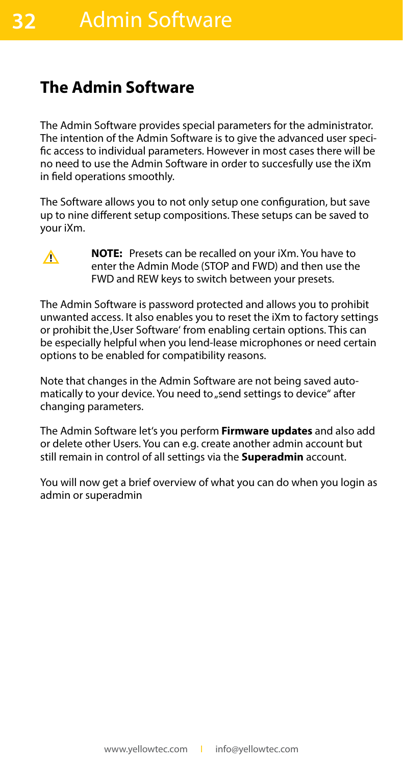## The Admin Software

The Admin Software provides special parameters for the administrator. The intention of the Admin Software is to give the advanced user specific access to individual parameters. However in most cases there will be no need to use the Admin Software in order to succesfully use the iXm in field operations smoothly.

The Software allows you to not only setup one configuration, but save up to nine different setup compositions. These setups can be saved to your iXm.

⚠ **NOTE:** Presets can be recalled on your iXm. You have to enter the Admin Mode (STOP and FWD) and then use the FWD and REW keys to switch between your presets.

The Admin Software is password protected and allows you to prohibit unwanted access. It also enables you to reset the iXm to factory settings or prohibit the ‚User Software' from enabling certain options. This can be especially helpful when you lend-lease microphones or need certain options to be enabled for compatibility reasons.

Note that changes in the Admin Software are not being saved automatically to your device. You need to „send settings to device" after changing parameters.

The Admin Software let's you perform **Firmware updates** and also add or delete other Users. You can e.g. create another admin account but still remain in control of all settings via the **Superadmin** account.

You will now get a brief overview of what you can do when you login as admin or superadmin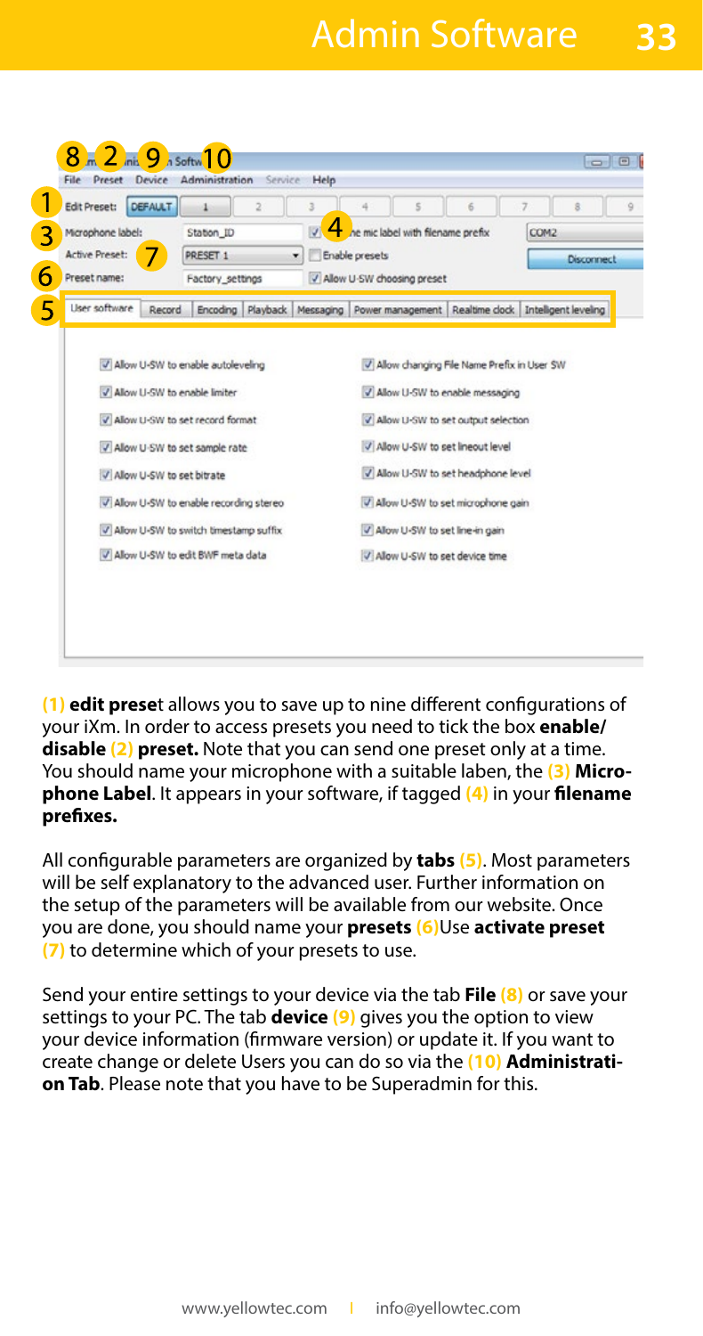# Admin Software

File  Preset  Device  Administration  Service  Help

Edit Preset: DEFAULT 1 2 3 4 5 6 7 8 9

Microphone label: Station_ID | Use mic label with filename prefix | COM2

Active Preset: PRESET 1 | Enable presets | Disconnect

Preset name: Factory_settings | Allow U-SW choosing preset

User software | Record | Encoding | Playback | Messaging | Power management | Realtime clock | Intelligent leveling

- Allow U-SW to enable autoleveling
- Allow U-SW to enable limiter
- Allow U-SW to set record format
- Allow U-SW to set sample rate
- Allow U-SW to set bitrate
- Allow U-SW to enable recording stereo
- Allow U-SW to switch timestamp suffix
- Allow U-SW to edit BWF meta data
- Allow changing File Name Prefix in User SW
- Allow U-SW to enable messaging
- Allow U-SW to set output selection
- Allow U-SW to set lineout level
- Allow U-SW to set headphone level
- Allow U-SW to set microphone gain
- Allow U-SW to set line-in gain
- Allow U-SW to set device time

**(1) edit prese**t allows you to save up to nine different configurations of your iXm. In order to access presets you need to tick the box **enable/ disable (2) preset.** Note that you can send one preset only at a time. You should name your microphone with a suitable laben, the **(3) Microphone Label**. It appears in your software, if tagged **(4)** in your **filename prefixes.**

All configurable parameters are organized by **tabs (5)**. Most parameters will be self explanatory to the advanced user. Further information on the setup of the parameters will be available from our website. Once you are done, you should name your **presets (6)**Use **activate preset (7)** to determine which of your presets to use.

Send your entire settings to your device via the tab **File (8)** or save your settings to your PC. The tab **device (9)** gives you the option to view your device information (firmware version) or update it. If you want to create change or delete Users you can do so via the **(10) Administration Tab**. Please note that you have to be Superadmin for this.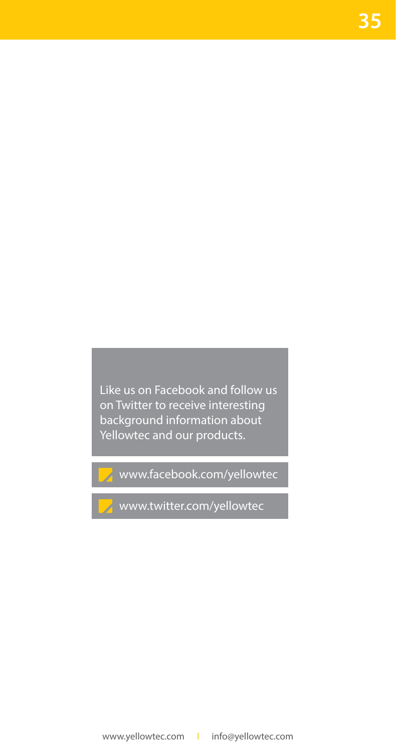Like us on Facebook and follow us on Twitter to receive interesting background information about Yellowtec and our products.

www.facebook.com/yellowtec

www.twitter.com/yellowtec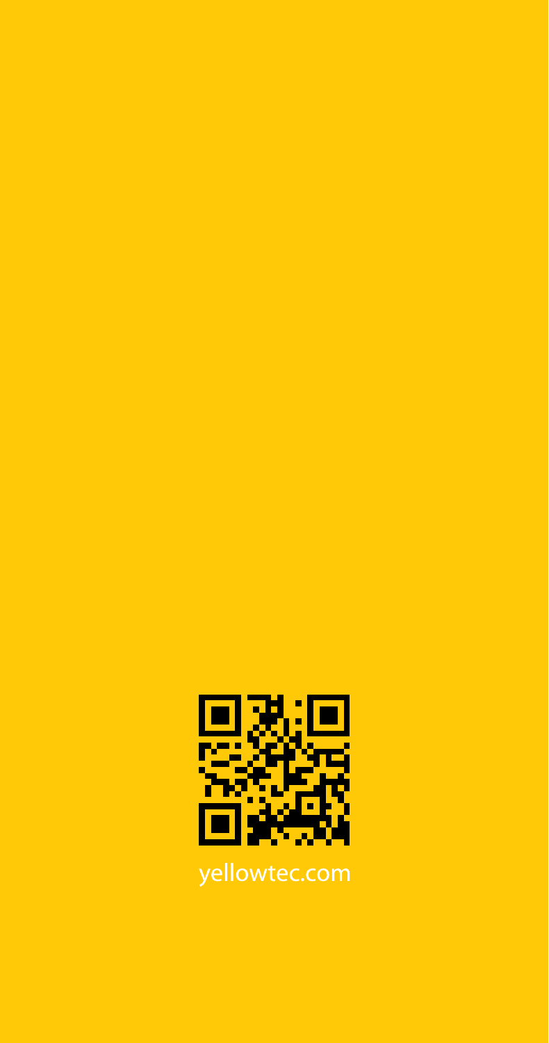yellowtec.com